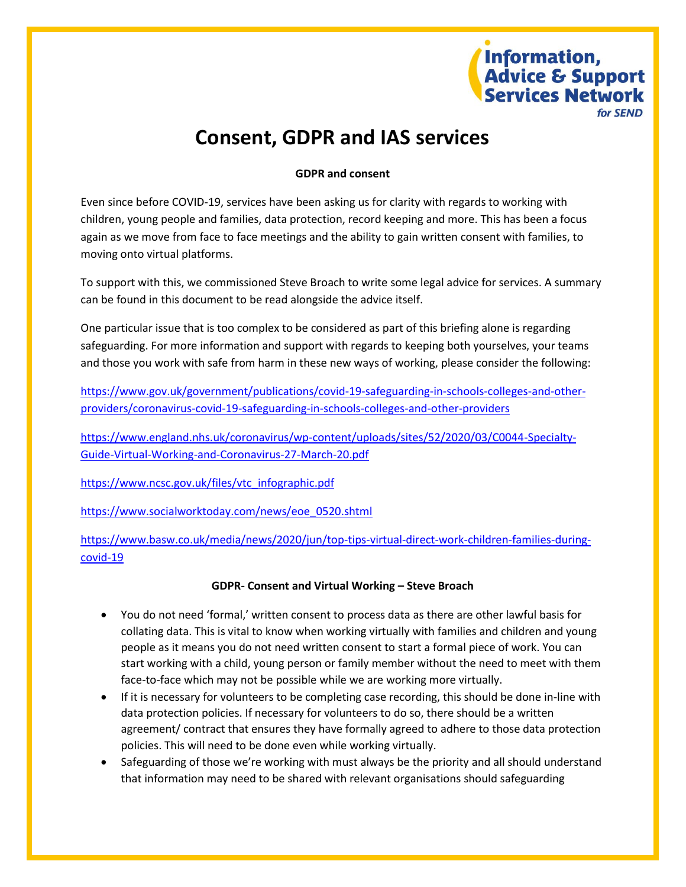# Consent, GDPR and IAS services

**GDPR and consent**

Even since before COVID-19, services have been asking us for clarity with regards to working with children, young people and families, data protection, record keeping and more. This has been a focus again as we move from face to face meetings and the ability to gain written consent with families, to moving onto virtual platforms.

To support with this, we commissioned Steve Broach to write some legal advice for services. A summary can be found in this document to be read alongside the advice itself.

One particular issue that is too complex to be considered as part of this briefing alone is regarding safeguarding. For more information and support with regards to keeping both yourselves, your teams and those you work with safe from harm in these new ways of working, please consider the following:

https://www.gov.uk/government/publications/covid-19-safeguarding-in-schools-colleges-and-other-providers/coronavirus-covid-19-safeguarding-in-schools-colleges-and-other-providers

https://www.england.nhs.uk/coronavirus/wp-content/uploads/sites/52/2020/03/C0044-Specialty-Guide-Virtual-Working-and-Coronavirus-27-March-20.pdf

https://www.ncsc.gov.uk/files/vtc_infographic.pdf

https://www.socialworktoday.com/news/eoe_0520.shtml

https://www.basw.co.uk/media/news/2020/jun/top-tips-virtual-direct-work-children-families-during-covid-19

**GDPR- Consent and Virtual Working – Steve Broach**

- You do not need 'formal,' written consent to process data as there are other lawful basis for collating data. This is vital to know when working virtually with families and children and young people as it means you do not need written consent to start a formal piece of work. You can start working with a child, young person or family member without the need to meet with them face-to-face which may not be possible while we are working more virtually.
- If it is necessary for volunteers to be completing case recording, this should be done in-line with data protection policies. If necessary for volunteers to do so, there should be a written agreement/ contract that ensures they have formally agreed to adhere to those data protection policies. This will need to be done even while working virtually.
- Safeguarding of those we're working with must always be the priority and all should understand that information may need to be shared with relevant organisations should safeguarding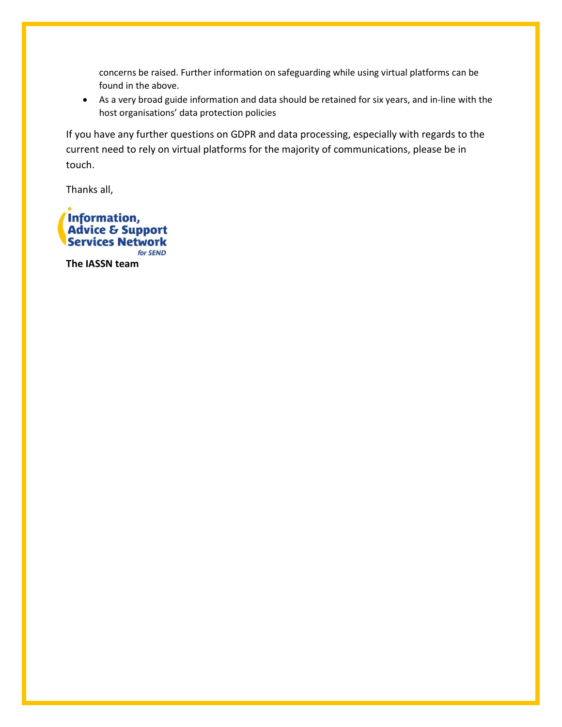concerns be raised. Further information on safeguarding while using virtual platforms can be found in the above.

- As a very broad guide information and data should be retained for six years, and in-line with the host organisations' data protection policies

If you have any further questions on GDPR and data processing, especially with regards to the current need to rely on virtual platforms for the majority of communications, please be in touch.

Thanks all,

Information, Advice & Support Services Network *for SEND*

**The IASSN team**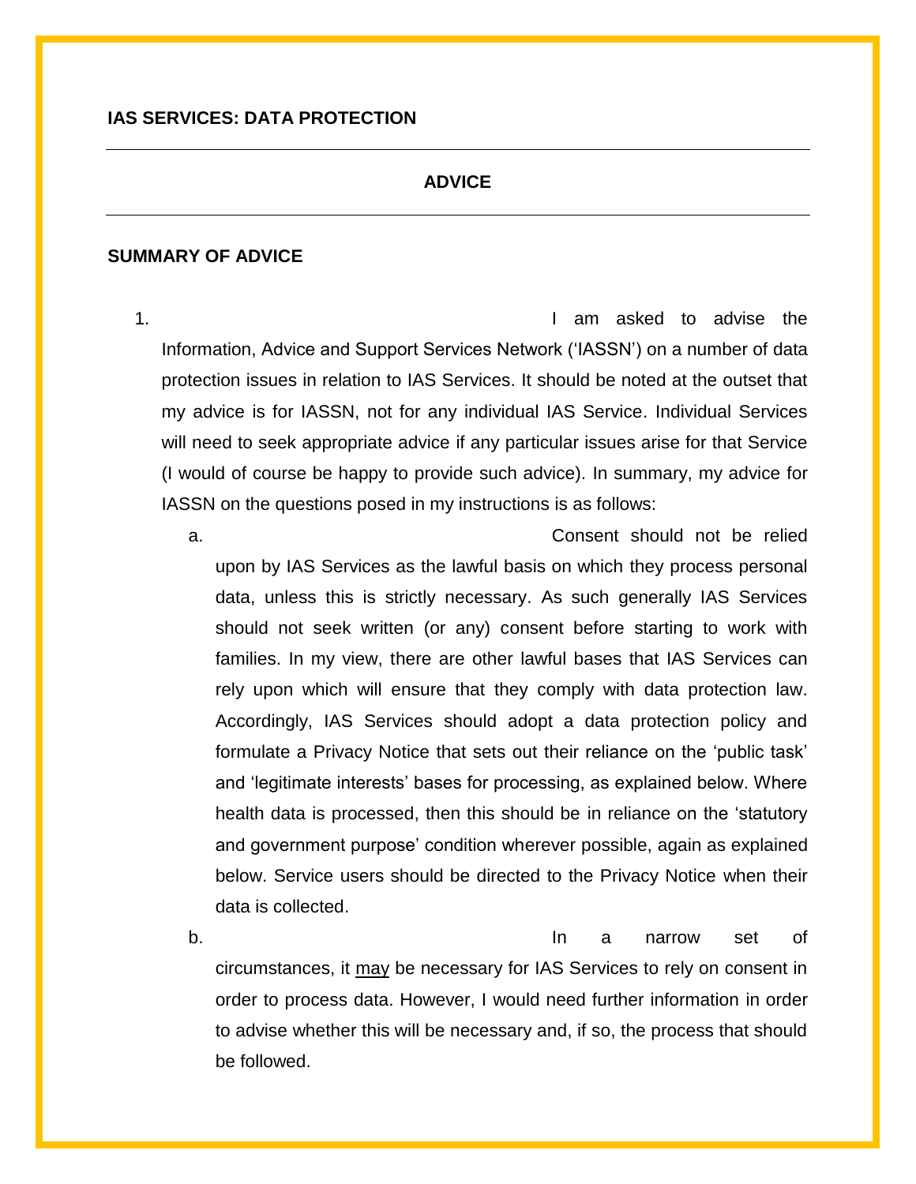**IAS SERVICES: DATA PROTECTION**

---

## ADVICE

---

### SUMMARY OF ADVICE

1. I am asked to advise the Information, Advice and Support Services Network ('IASSN') on a number of data protection issues in relation to IAS Services. It should be noted at the outset that my advice is for IASSN, not for any individual IAS Service. Individual Services will need to seek appropriate advice if any particular issues arise for that Service (I would of course be happy to provide such advice). In summary, my advice for IASSN on the questions posed in my instructions is as follows:

    a. Consent should not be relied upon by IAS Services as the lawful basis on which they process personal data, unless this is strictly necessary. As such generally IAS Services should not seek written (or any) consent before starting to work with families. In my view, there are other lawful bases that IAS Services can rely upon which will ensure that they comply with data protection law. Accordingly, IAS Services should adopt a data protection policy and formulate a Privacy Notice that sets out their reliance on the 'public task' and 'legitimate interests' bases for processing, as explained below. Where health data is processed, then this should be in reliance on the 'statutory and government purpose' condition wherever possible, again as explained below. Service users should be directed to the Privacy Notice when their data is collected.

    b. In a narrow set of circumstances, it <u>may</u> be necessary for IAS Services to rely on consent in order to process data. However, I would need further information in order to advise whether this will be necessary and, if so, the process that should be followed.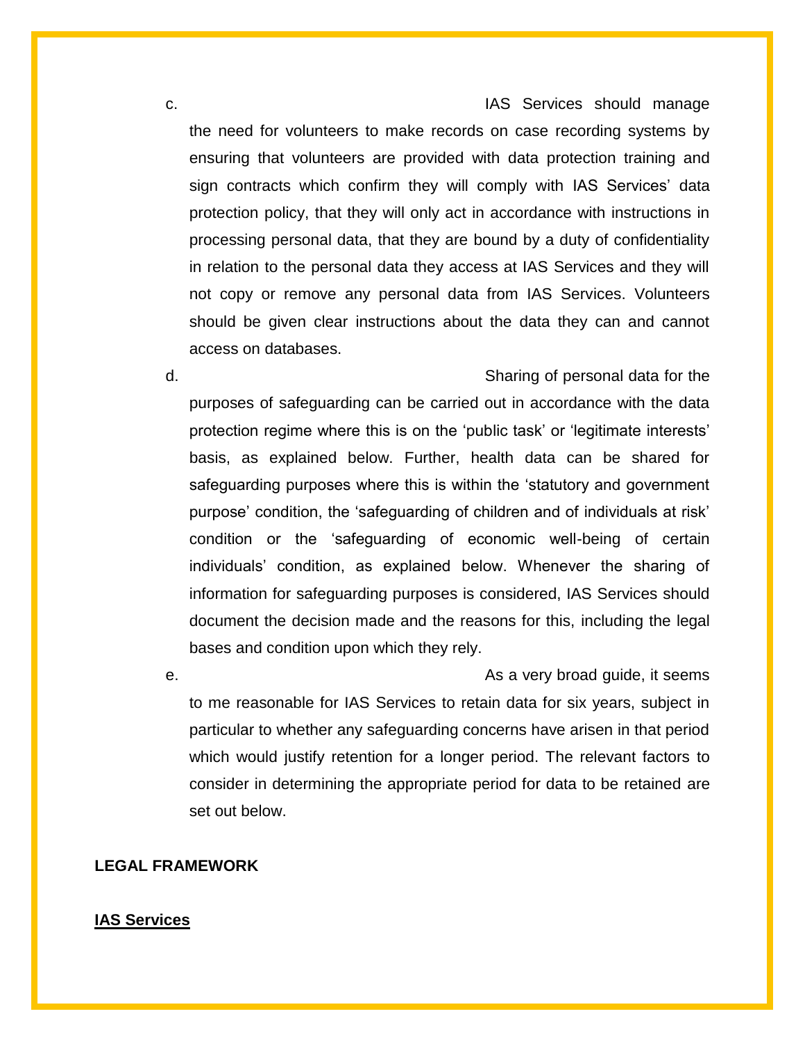c. IAS Services should manage the need for volunteers to make records on case recording systems by ensuring that volunteers are provided with data protection training and sign contracts which confirm they will comply with IAS Services' data protection policy, that they will only act in accordance with instructions in processing personal data, that they are bound by a duty of confidentiality in relation to the personal data they access at IAS Services and they will not copy or remove any personal data from IAS Services. Volunteers should be given clear instructions about the data they can and cannot access on databases.

d. Sharing of personal data for the purposes of safeguarding can be carried out in accordance with the data protection regime where this is on the 'public task' or 'legitimate interests' basis, as explained below. Further, health data can be shared for safeguarding purposes where this is within the 'statutory and government purpose' condition, the 'safeguarding of children and of individuals at risk' condition or the 'safeguarding of economic well-being of certain individuals' condition, as explained below. Whenever the sharing of information for safeguarding purposes is considered, IAS Services should document the decision made and the reasons for this, including the legal bases and condition upon which they rely.

e. As a very broad guide, it seems to me reasonable for IAS Services to retain data for six years, subject in particular to whether any safeguarding concerns have arisen in that period which would justify retention for a longer period. The relevant factors to consider in determining the appropriate period for data to be retained are set out below.

## LEGAL FRAMEWORK

### IAS Services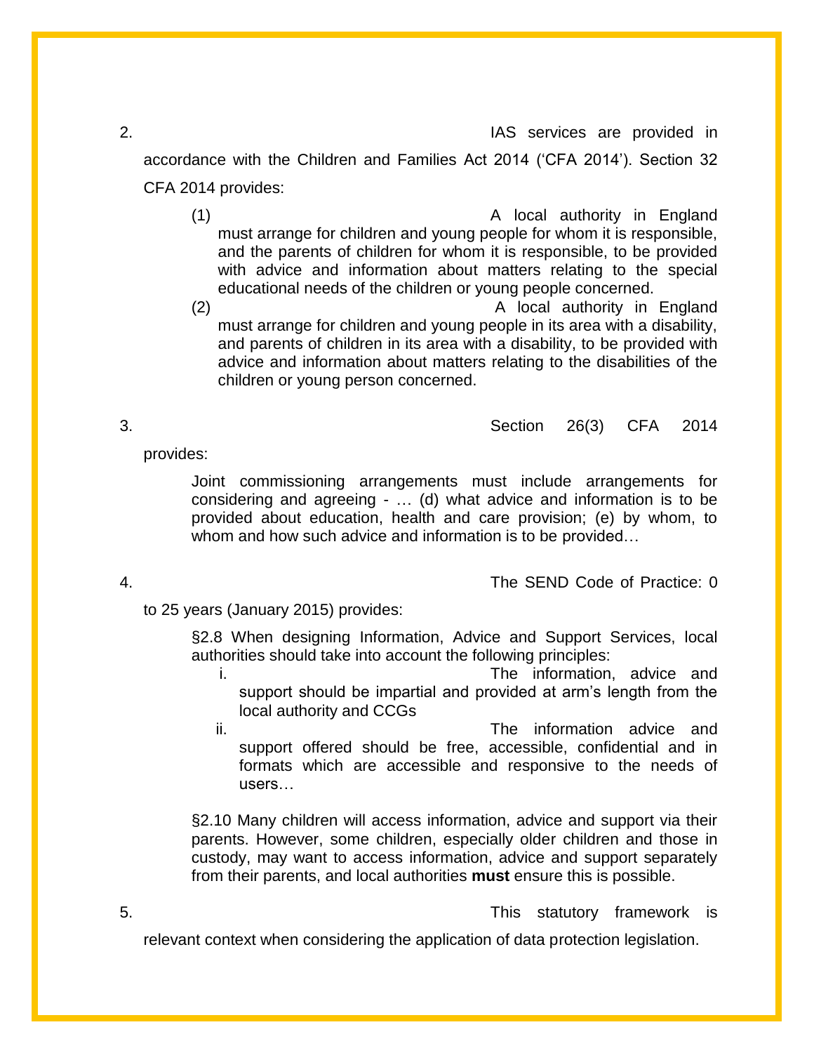2. IAS services are provided in accordance with the Children and Families Act 2014 ('CFA 2014'). Section 32 CFA 2014 provides:

> (1) A local authority in England must arrange for children and young people for whom it is responsible, and the parents of children for whom it is responsible, to be provided with advice and information about matters relating to the special educational needs of the children or young people concerned.
>
> (2) A local authority in England must arrange for children and young people in its area with a disability, and parents of children in its area with a disability, to be provided with advice and information about matters relating to the disabilities of the children or young person concerned.

3. Section 26(3) CFA 2014 provides:

> Joint commissioning arrangements must include arrangements for considering and agreeing - … (d) what advice and information is to be provided about education, health and care provision; (e) by whom, to whom and how such advice and information is to be provided…

4. The SEND Code of Practice: 0 to 25 years (January 2015) provides:

> §2.8 When designing Information, Advice and Support Services, local authorities should take into account the following principles:
>
> i. The information, advice and support should be impartial and provided at arm's length from the local authority and CCGs
>
> ii. The information advice and support offered should be free, accessible, confidential and in formats which are accessible and responsive to the needs of users…
>
> §2.10 Many children will access information, advice and support via their parents. However, some children, especially older children and those in custody, may want to access information, advice and support separately from their parents, and local authorities **must** ensure this is possible.

5. This statutory framework is relevant context when considering the application of data protection legislation.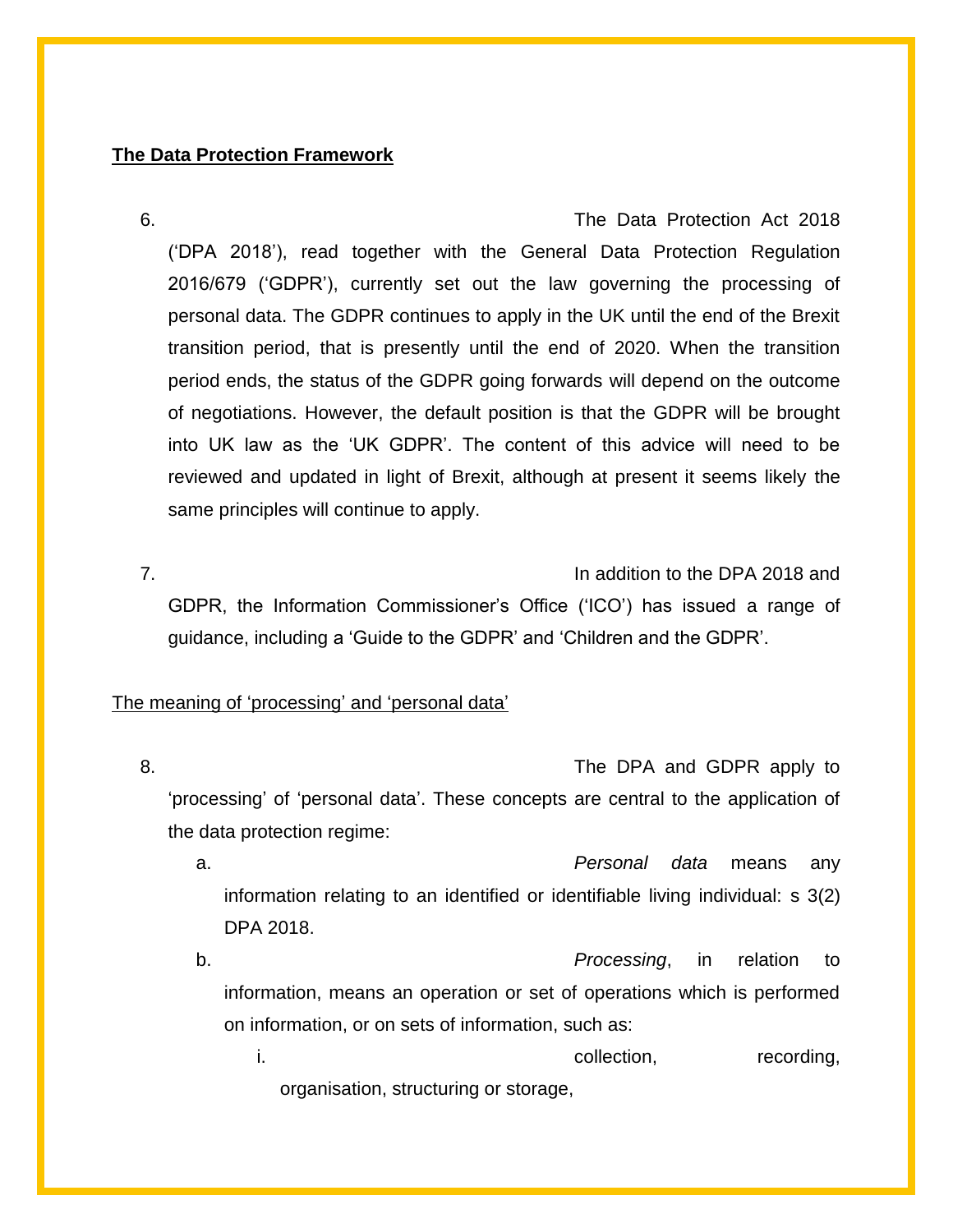**The Data Protection Framework**

6. The Data Protection Act 2018 ('DPA 2018'), read together with the General Data Protection Regulation 2016/679 ('GDPR'), currently set out the law governing the processing of personal data. The GDPR continues to apply in the UK until the end of the Brexit transition period, that is presently until the end of 2020. When the transition period ends, the status of the GDPR going forwards will depend on the outcome of negotiations. However, the default position is that the GDPR will be brought into UK law as the 'UK GDPR'. The content of this advice will need to be reviewed and updated in light of Brexit, although at present it seems likely the same principles will continue to apply.

7. In addition to the DPA 2018 and GDPR, the Information Commissioner's Office ('ICO') has issued a range of guidance, including a 'Guide to the GDPR' and 'Children and the GDPR'.

<u>The meaning of 'processing' and 'personal data'</u>

8. The DPA and GDPR apply to 'processing' of 'personal data'. These concepts are central to the application of the data protection regime:

   a. *Personal data* means any information relating to an identified or identifiable living individual: s 3(2) DPA 2018.

   b. *Processing*, in relation to information, means an operation or set of operations which is performed on information, or on sets of information, such as:

      i. collection, recording, organisation, structuring or storage,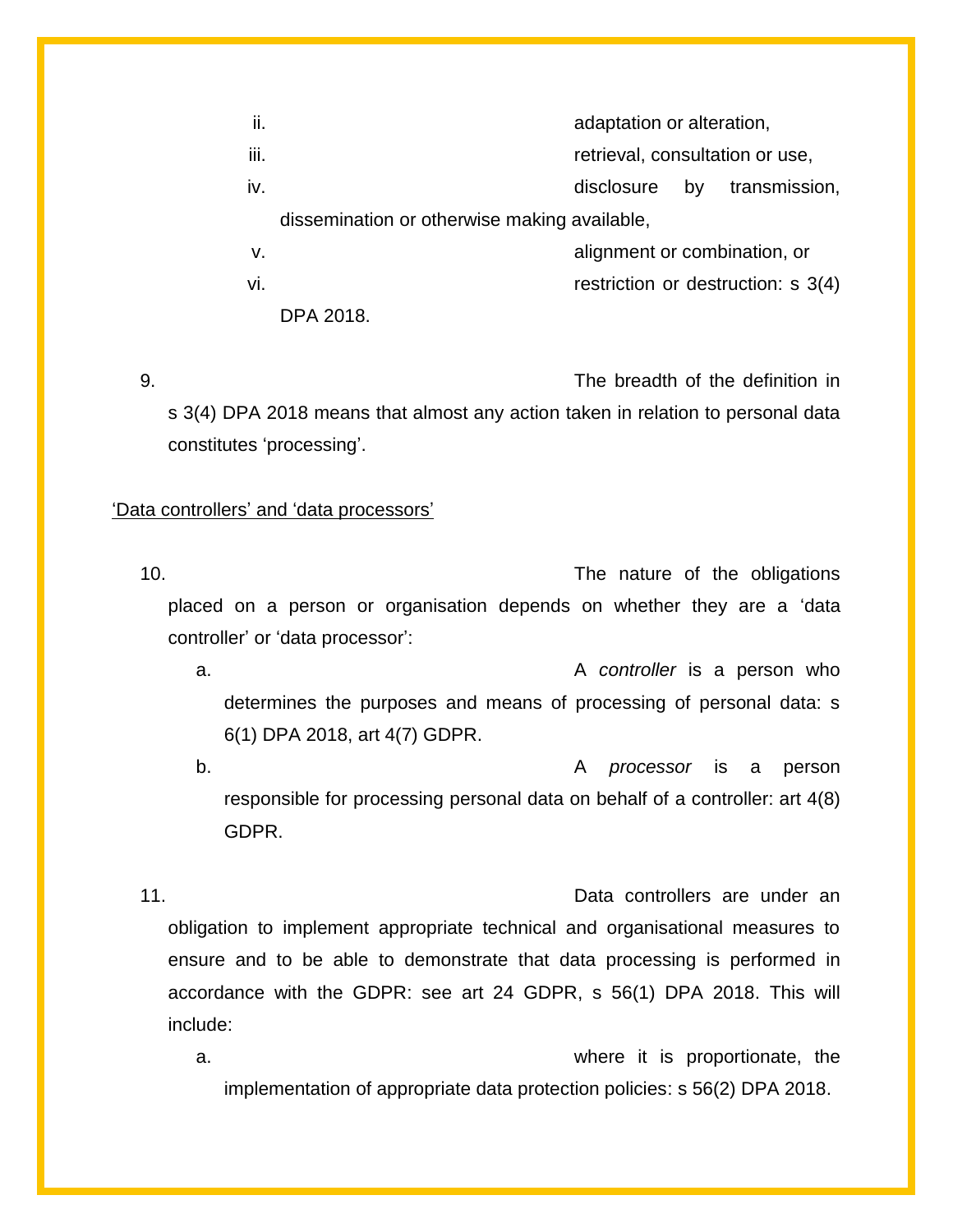ii. adaptation or alteration,
iii. retrieval, consultation or use,
iv. disclosure by transmission, dissemination or otherwise making available,
v. alignment or combination, or
vi. restriction or destruction: s 3(4) DPA 2018.

9. The breadth of the definition in s 3(4) DPA 2018 means that almost any action taken in relation to personal data constitutes 'processing'.

<u>'Data controllers' and 'data processors'</u>

10. The nature of the obligations placed on a person or organisation depends on whether they are a 'data controller' or 'data processor':

    a. A *controller* is a person who determines the purposes and means of processing of personal data: s 6(1) DPA 2018, art 4(7) GDPR.

    b. A *processor* is a person responsible for processing personal data on behalf of a controller: art 4(8) GDPR.

11. Data controllers are under an obligation to implement appropriate technical and organisational measures to ensure and to be able to demonstrate that data processing is performed in accordance with the GDPR: see art 24 GDPR, s 56(1) DPA 2018. This will include:

    a. where it is proportionate, the implementation of appropriate data protection policies: s 56(2) DPA 2018.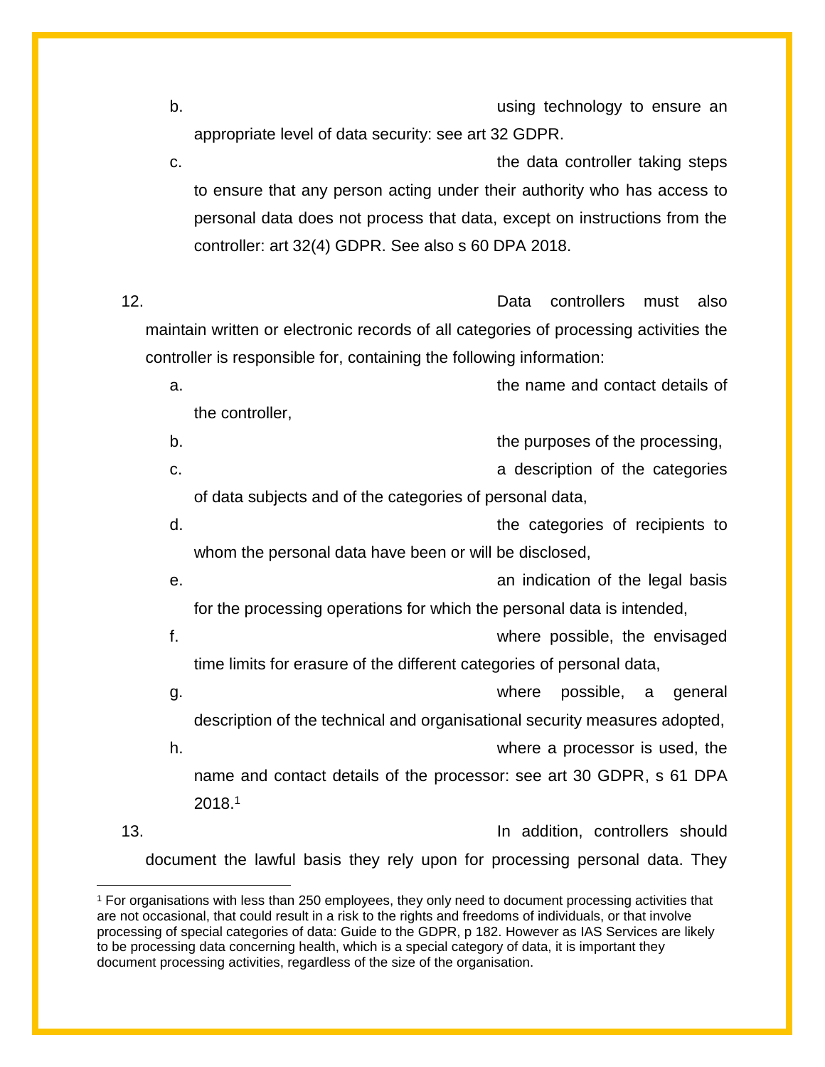b. using technology to ensure an appropriate level of data security: see art 32 GDPR.

c. the data controller taking steps to ensure that any person acting under their authority who has access to personal data does not process that data, except on instructions from the controller: art 32(4) GDPR. See also s 60 DPA 2018.

12. Data controllers must also maintain written or electronic records of all categories of processing activities the controller is responsible for, containing the following information:

a. the name and contact details of the controller,

b. the purposes of the processing,

c. a description of the categories of data subjects and of the categories of personal data,

d. the categories of recipients to whom the personal data have been or will be disclosed,

e. an indication of the legal basis for the processing operations for which the personal data is intended,

f. where possible, the envisaged time limits for erasure of the different categories of personal data,

g. where possible, a general description of the technical and organisational security measures adopted,

h. where a processor is used, the name and contact details of the processor: see art 30 GDPR, s 61 DPA 2018.[1]

13. In addition, controllers should document the lawful basis they rely upon for processing personal data. They

[1] For organisations with less than 250 employees, they only need to document processing activities that are not occasional, that could result in a risk to the rights and freedoms of individuals, or that involve processing of special categories of data: Guide to the GDPR, p 182. However as IAS Services are likely to be processing data concerning health, which is a special category of data, it is important they document processing activities, regardless of the size of the organisation.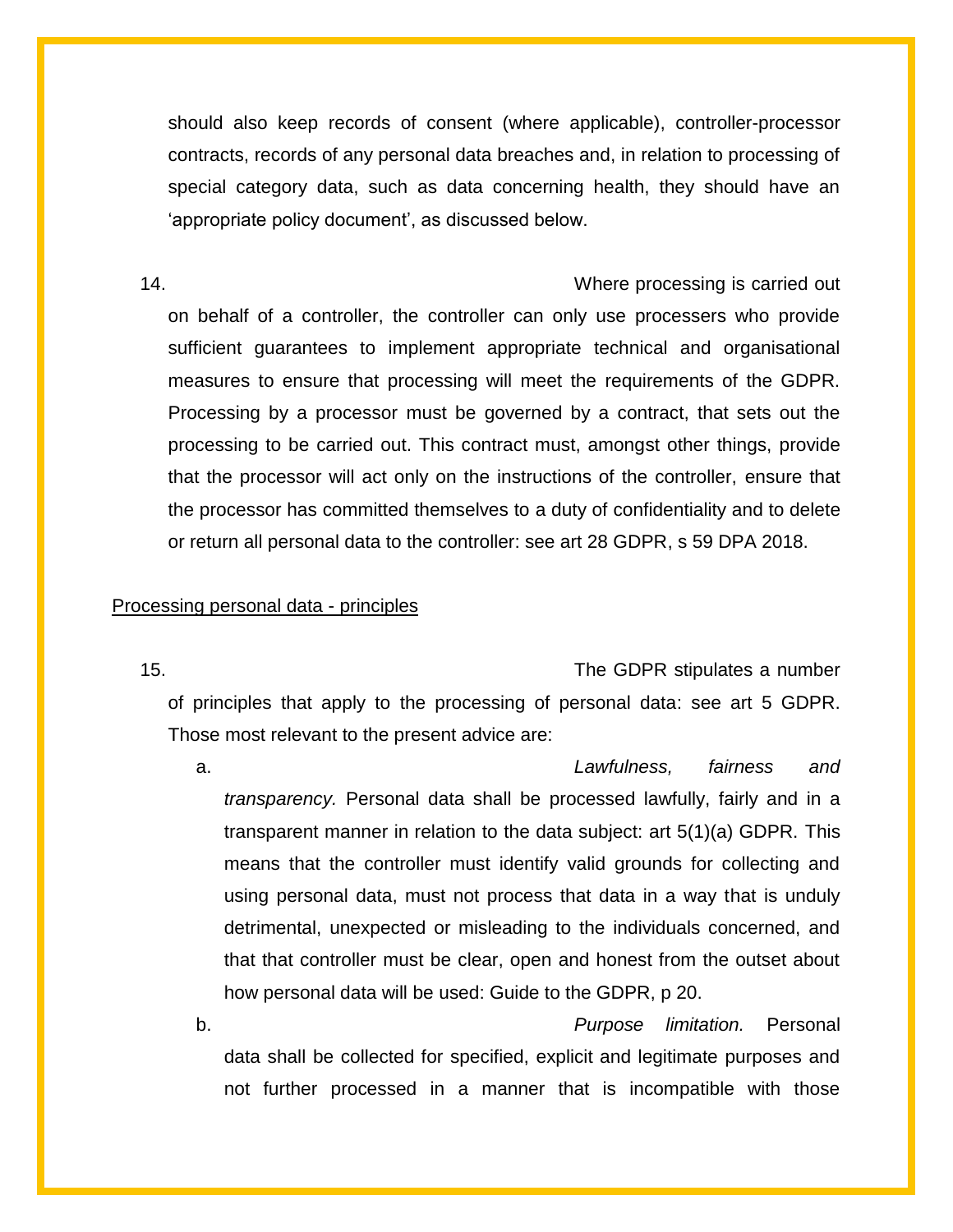should also keep records of consent (where applicable), controller-processor contracts, records of any personal data breaches and, in relation to processing of special category data, such as data concerning health, they should have an 'appropriate policy document', as discussed below.

14. Where processing is carried out on behalf of a controller, the controller can only use processers who provide sufficient guarantees to implement appropriate technical and organisational measures to ensure that processing will meet the requirements of the GDPR. Processing by a processor must be governed by a contract, that sets out the processing to be carried out. This contract must, amongst other things, provide that the processor will act only on the instructions of the controller, ensure that the processor has committed themselves to a duty of confidentiality and to delete or return all personal data to the controller: see art 28 GDPR, s 59 DPA 2018.

<u>Processing personal data - principles</u>

15. The GDPR stipulates a number of principles that apply to the processing of personal data: see art 5 GDPR. Those most relevant to the present advice are:

   a. *Lawfulness, fairness and transparency.* Personal data shall be processed lawfully, fairly and in a transparent manner in relation to the data subject: art 5(1)(a) GDPR. This means that the controller must identify valid grounds for collecting and using personal data, must not process that data in a way that is unduly detrimental, unexpected or misleading to the individuals concerned, and that that controller must be clear, open and honest from the outset about how personal data will be used: Guide to the GDPR, p 20.

   b. *Purpose limitation.* Personal data shall be collected for specified, explicit and legitimate purposes and not further processed in a manner that is incompatible with those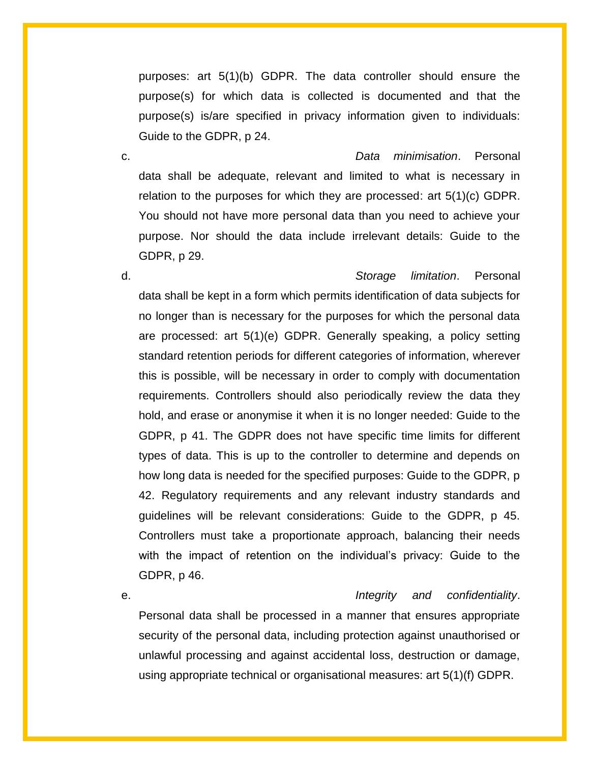purposes: art 5(1)(b) GDPR. The data controller should ensure the purpose(s) for which data is collected is documented and that the purpose(s) is/are specified in privacy information given to individuals: Guide to the GDPR, p 24.

c. *Data minimisation*. Personal data shall be adequate, relevant and limited to what is necessary in relation to the purposes for which they are processed: art 5(1)(c) GDPR. You should not have more personal data than you need to achieve your purpose. Nor should the data include irrelevant details: Guide to the GDPR, p 29.

d. *Storage limitation*. Personal data shall be kept in a form which permits identification of data subjects for no longer than is necessary for the purposes for which the personal data are processed: art 5(1)(e) GDPR. Generally speaking, a policy setting standard retention periods for different categories of information, wherever this is possible, will be necessary in order to comply with documentation requirements. Controllers should also periodically review the data they hold, and erase or anonymise it when it is no longer needed: Guide to the GDPR, p 41. The GDPR does not have specific time limits for different types of data. This is up to the controller to determine and depends on how long data is needed for the specified purposes: Guide to the GDPR, p 42. Regulatory requirements and any relevant industry standards and guidelines will be relevant considerations: Guide to the GDPR, p 45. Controllers must take a proportionate approach, balancing their needs with the impact of retention on the individual's privacy: Guide to the GDPR, p 46.

e. *Integrity and confidentiality*. Personal data shall be processed in a manner that ensures appropriate security of the personal data, including protection against unauthorised or unlawful processing and against accidental loss, destruction or damage, using appropriate technical or organisational measures: art 5(1)(f) GDPR.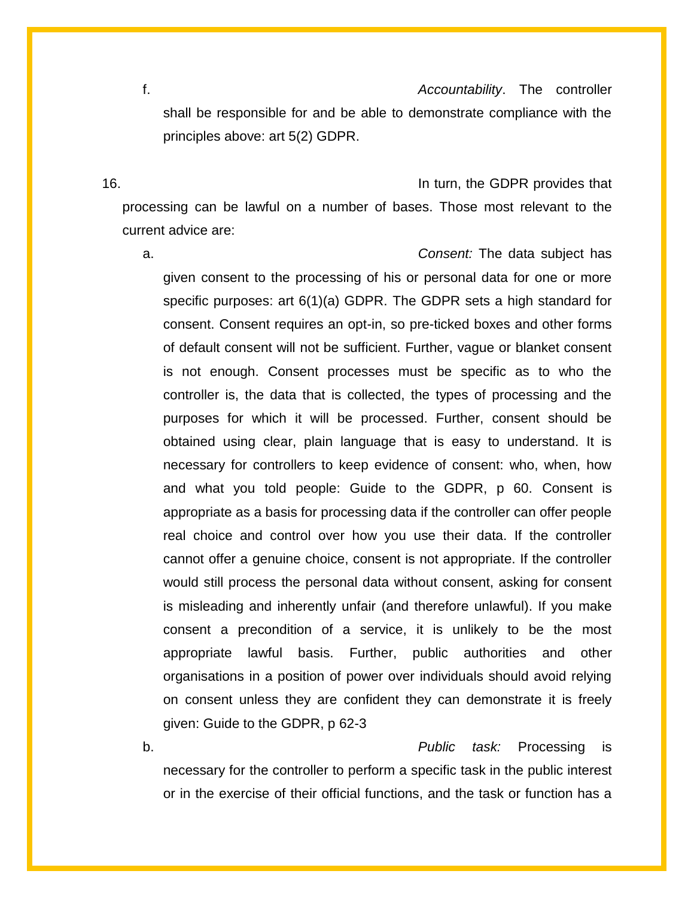f. *Accountability*. The controller shall be responsible for and be able to demonstrate compliance with the principles above: art 5(2) GDPR.

16. In turn, the GDPR provides that processing can be lawful on a number of bases. Those most relevant to the current advice are:

a. *Consent:* The data subject has given consent to the processing of his or personal data for one or more specific purposes: art 6(1)(a) GDPR. The GDPR sets a high standard for consent. Consent requires an opt-in, so pre-ticked boxes and other forms of default consent will not be sufficient. Further, vague or blanket consent is not enough. Consent processes must be specific as to who the controller is, the data that is collected, the types of processing and the purposes for which it will be processed. Further, consent should be obtained using clear, plain language that is easy to understand. It is necessary for controllers to keep evidence of consent: who, when, how and what you told people: Guide to the GDPR, p 60. Consent is appropriate as a basis for processing data if the controller can offer people real choice and control over how you use their data. If the controller cannot offer a genuine choice, consent is not appropriate. If the controller would still process the personal data without consent, asking for consent is misleading and inherently unfair (and therefore unlawful). If you make consent a precondition of a service, it is unlikely to be the most appropriate lawful basis. Further, public authorities and other organisations in a position of power over individuals should avoid relying on consent unless they are confident they can demonstrate it is freely given: Guide to the GDPR, p 62-3

b. *Public task:* Processing is necessary for the controller to perform a specific task in the public interest or in the exercise of their official functions, and the task or function has a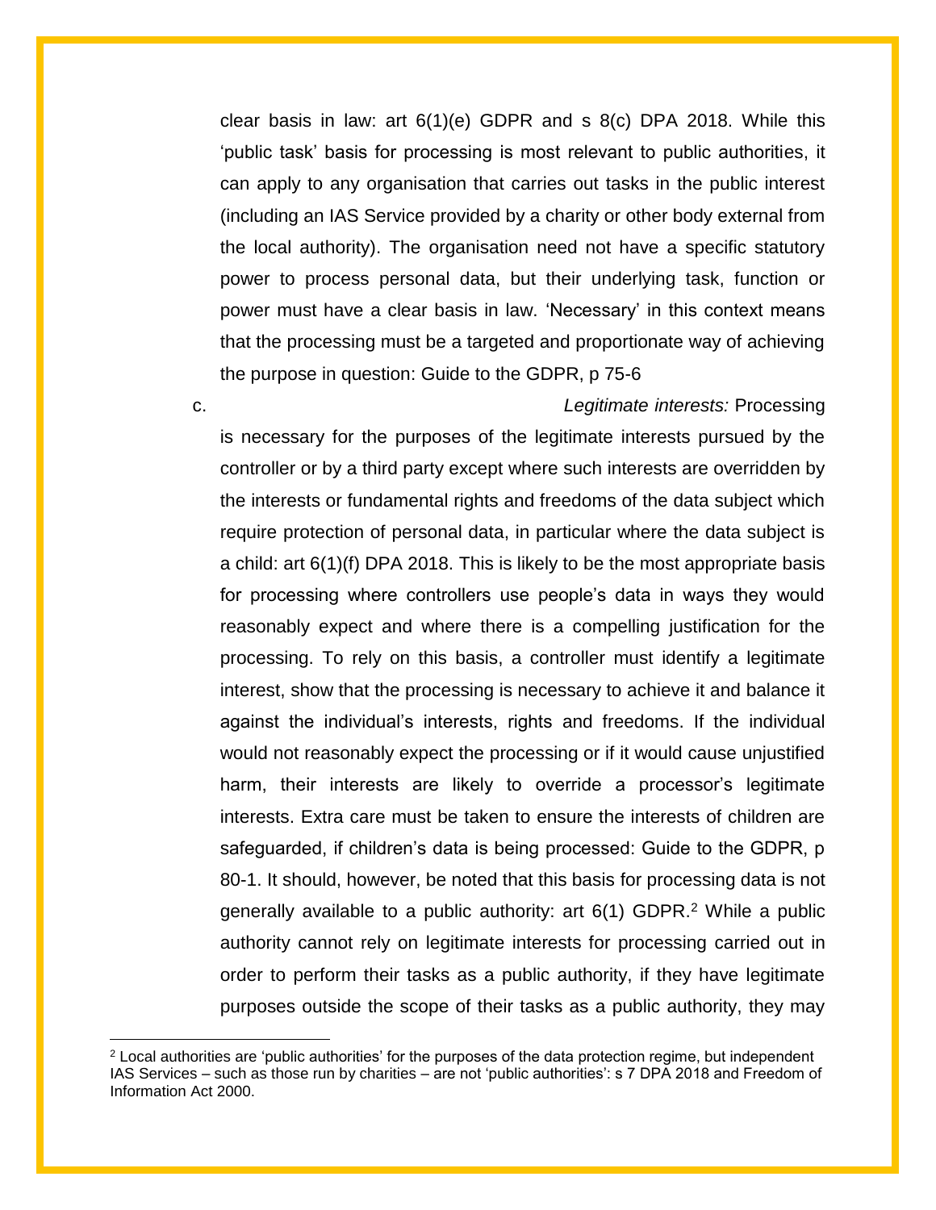clear basis in law: art 6(1)(e) GDPR and s 8(c) DPA 2018. While this 'public task' basis for processing is most relevant to public authorities, it can apply to any organisation that carries out tasks in the public interest (including an IAS Service provided by a charity or other body external from the local authority). The organisation need not have a specific statutory power to process personal data, but their underlying task, function or power must have a clear basis in law. 'Necessary' in this context means that the processing must be a targeted and proportionate way of achieving the purpose in question: Guide to the GDPR, p 75-6

c. *Legitimate interests:* Processing is necessary for the purposes of the legitimate interests pursued by the controller or by a third party except where such interests are overridden by the interests or fundamental rights and freedoms of the data subject which require protection of personal data, in particular where the data subject is a child: art 6(1)(f) DPA 2018. This is likely to be the most appropriate basis for processing where controllers use people's data in ways they would reasonably expect and where there is a compelling justification for the processing. To rely on this basis, a controller must identify a legitimate interest, show that the processing is necessary to achieve it and balance it against the individual's interests, rights and freedoms. If the individual would not reasonably expect the processing or if it would cause unjustified harm, their interests are likely to override a processor's legitimate interests. Extra care must be taken to ensure the interests of children are safeguarded, if children's data is being processed: Guide to the GDPR, p 80-1. It should, however, be noted that this basis for processing data is not generally available to a public authority: art 6(1) GDPR.[2] While a public authority cannot rely on legitimate interests for processing carried out in order to perform their tasks as a public authority, if they have legitimate purposes outside the scope of their tasks as a public authority, they may

[2] Local authorities are 'public authorities' for the purposes of the data protection regime, but independent IAS Services – such as those run by charities – are not 'public authorities': s 7 DPA 2018 and Freedom of Information Act 2000.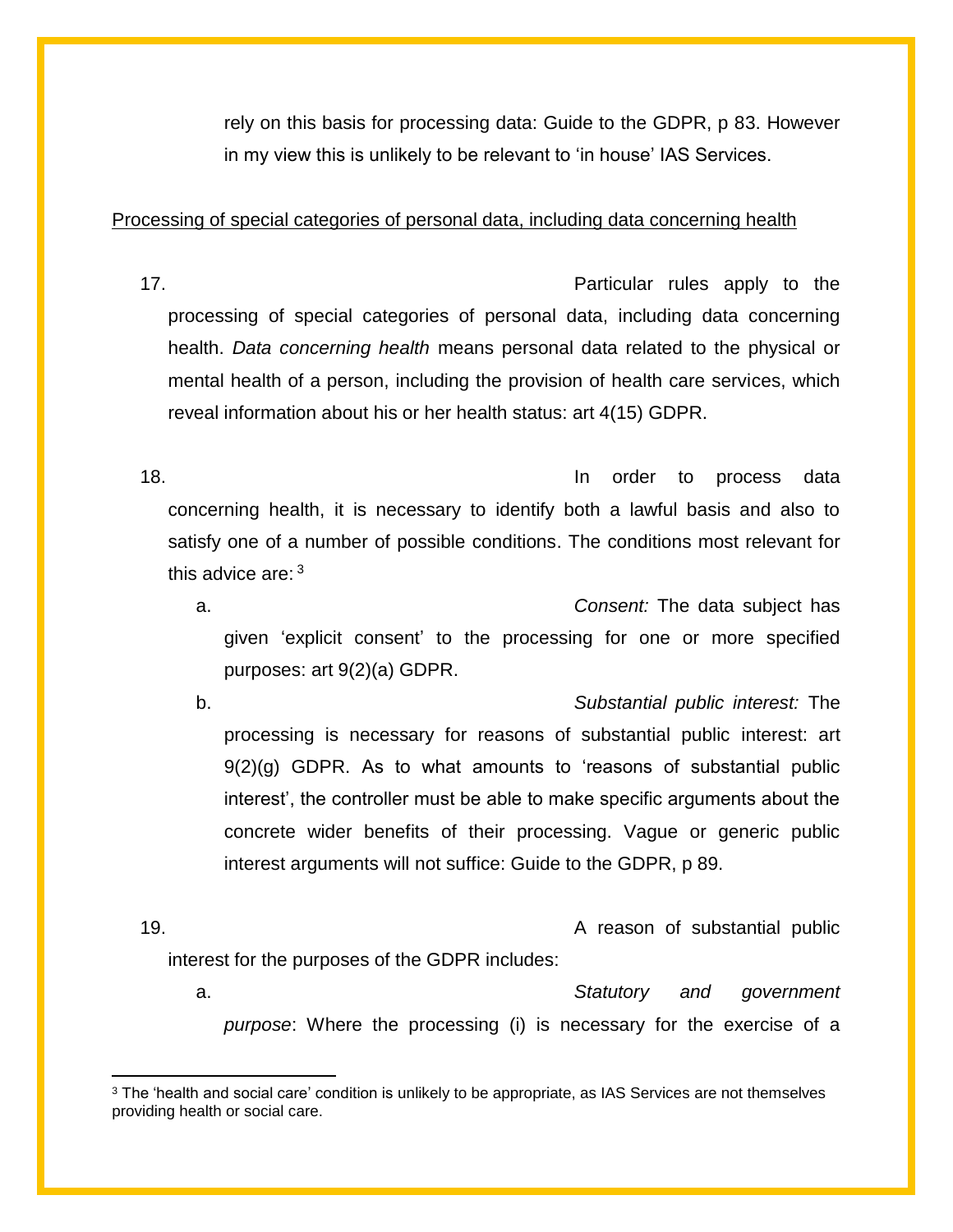rely on this basis for processing data: Guide to the GDPR, p 83. However in my view this is unlikely to be relevant to 'in house' IAS Services.

<u>Processing of special categories of personal data, including data concerning health</u>

17. Particular rules apply to the processing of special categories of personal data, including data concerning health. *Data concerning health* means personal data related to the physical or mental health of a person, including the provision of health care services, which reveal information about his or her health status: art 4(15) GDPR.

18. In order to process data concerning health, it is necessary to identify both a lawful basis and also to satisfy one of a number of possible conditions. The conditions most relevant for this advice are: [3]

    a. *Consent:* The data subject has given 'explicit consent' to the processing for one or more specified purposes: art 9(2)(a) GDPR.

    b. *Substantial public interest:* The processing is necessary for reasons of substantial public interest: art 9(2)(g) GDPR. As to what amounts to 'reasons of substantial public interest', the controller must be able to make specific arguments about the concrete wider benefits of their processing. Vague or generic public interest arguments will not suffice: Guide to the GDPR, p 89.

19. A reason of substantial public interest for the purposes of the GDPR includes:

    a. *Statutory and government purpose*: Where the processing (i) is necessary for the exercise of a

[3] The 'health and social care' condition is unlikely to be appropriate, as IAS Services are not themselves providing health or social care.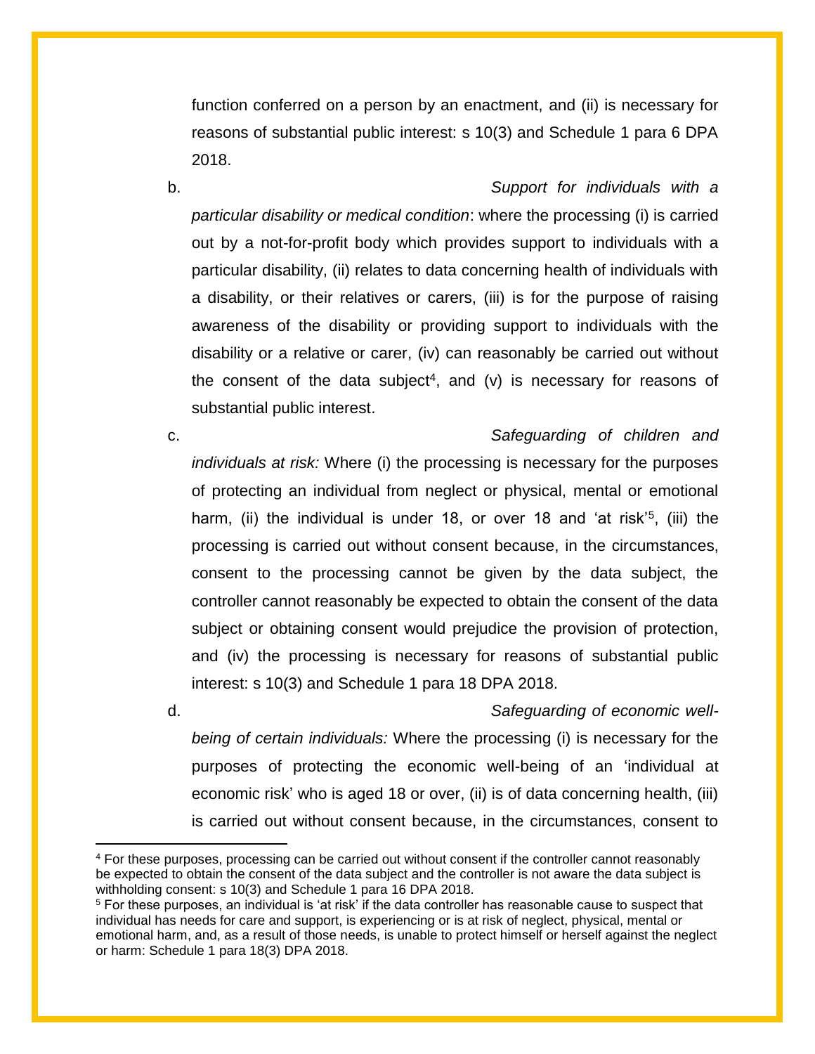function conferred on a person by an enactment, and (ii) is necessary for reasons of substantial public interest: s 10(3) and Schedule 1 para 6 DPA 2018.

b. *Support for individuals with a particular disability or medical condition*: where the processing (i) is carried out by a not-for-profit body which provides support to individuals with a particular disability, (ii) relates to data concerning health of individuals with a disability, or their relatives or carers, (iii) is for the purpose of raising awareness of the disability or providing support to individuals with the disability or a relative or carer, (iv) can reasonably be carried out without the consent of the data subject[4], and (v) is necessary for reasons of substantial public interest.

c. *Safeguarding of children and individuals at risk:* Where (i) the processing is necessary for the purposes of protecting an individual from neglect or physical, mental or emotional harm, (ii) the individual is under 18, or over 18 and 'at risk'[5], (iii) the processing is carried out without consent because, in the circumstances, consent to the processing cannot be given by the data subject, the controller cannot reasonably be expected to obtain the consent of the data subject or obtaining consent would prejudice the provision of protection, and (iv) the processing is necessary for reasons of substantial public interest: s 10(3) and Schedule 1 para 18 DPA 2018.

d. *Safeguarding of economic well-being of certain individuals:* Where the processing (i) is necessary for the purposes of protecting the economic well-being of an 'individual at economic risk' who is aged 18 or over, (ii) is of data concerning health, (iii) is carried out without consent because, in the circumstances, consent to

---

[4] For these purposes, processing can be carried out without consent if the controller cannot reasonably be expected to obtain the consent of the data subject and the controller is not aware the data subject is withholding consent: s 10(3) and Schedule 1 para 16 DPA 2018.

[5] For these purposes, an individual is 'at risk' if the data controller has reasonable cause to suspect that individual has needs for care and support, is experiencing or is at risk of neglect, physical, mental or emotional harm, and, as a result of those needs, is unable to protect himself or herself against the neglect or harm: Schedule 1 para 18(3) DPA 2018.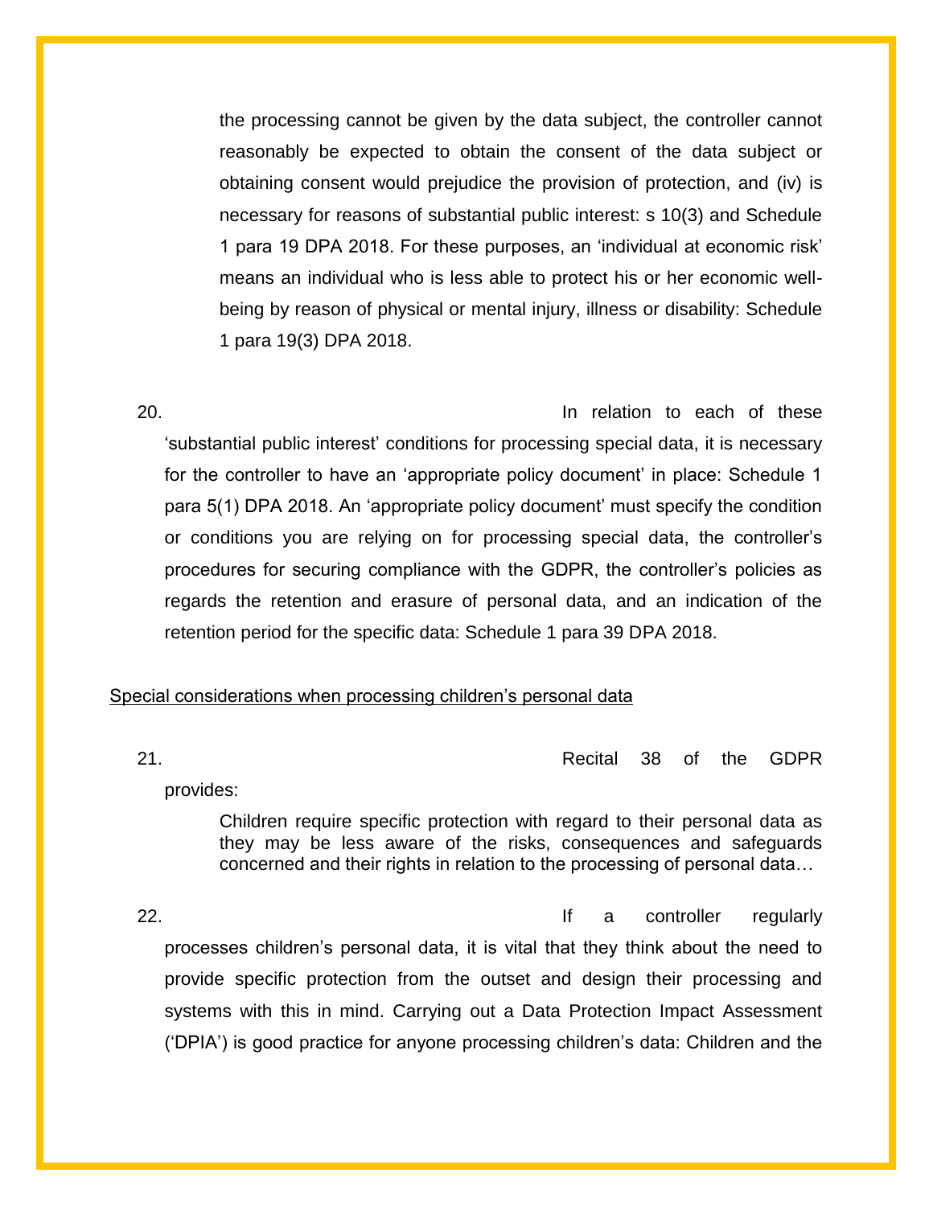the processing cannot be given by the data subject, the controller cannot reasonably be expected to obtain the consent of the data subject or obtaining consent would prejudice the provision of protection, and (iv) is necessary for reasons of substantial public interest: s 10(3) and Schedule 1 para 19 DPA 2018. For these purposes, an 'individual at economic risk' means an individual who is less able to protect his or her economic well-being by reason of physical or mental injury, illness or disability: Schedule 1 para 19(3) DPA 2018.

20. In relation to each of these 'substantial public interest' conditions for processing special data, it is necessary for the controller to have an 'appropriate policy document' in place: Schedule 1 para 5(1) DPA 2018. An 'appropriate policy document' must specify the condition or conditions you are relying on for processing special data, the controller's procedures for securing compliance with the GDPR, the controller's policies as regards the retention and erasure of personal data, and an indication of the retention period for the specific data: Schedule 1 para 39 DPA 2018.

Special considerations when processing children's personal data

21. Recital 38 of the GDPR provides:

> Children require specific protection with regard to their personal data as they may be less aware of the risks, consequences and safeguards concerned and their rights in relation to the processing of personal data…

22. If a controller regularly processes children's personal data, it is vital that they think about the need to provide specific protection from the outset and design their processing and systems with this in mind. Carrying out a Data Protection Impact Assessment ('DPIA') is good practice for anyone processing children's data: Children and the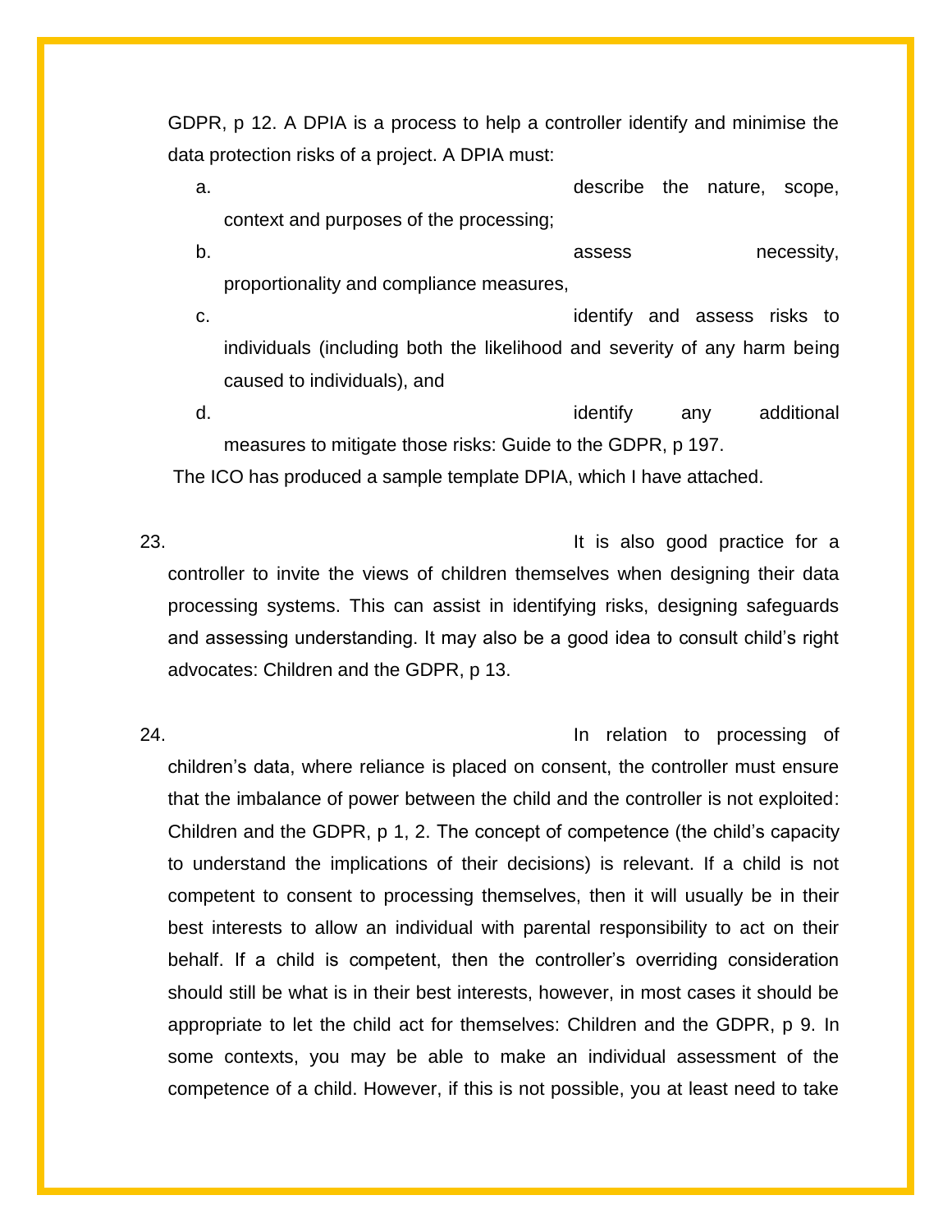GDPR, p 12. A DPIA is a process to help a controller identify and minimise the data protection risks of a project. A DPIA must:

a. describe the nature, scope, context and purposes of the processing;
b. assess necessity, proportionality and compliance measures,
c. identify and assess risks to individuals (including both the likelihood and severity of any harm being caused to individuals), and
d. identify any additional measures to mitigate those risks: Guide to the GDPR, p 197.

The ICO has produced a sample template DPIA, which I have attached.

23. It is also good practice for a controller to invite the views of children themselves when designing their data processing systems. This can assist in identifying risks, designing safeguards and assessing understanding. It may also be a good idea to consult child's right advocates: Children and the GDPR, p 13.

24. In relation to processing of children's data, where reliance is placed on consent, the controller must ensure that the imbalance of power between the child and the controller is not exploited: Children and the GDPR, p 1, 2. The concept of competence (the child's capacity to understand the implications of their decisions) is relevant. If a child is not competent to consent to processing themselves, then it will usually be in their best interests to allow an individual with parental responsibility to act on their behalf. If a child is competent, then the controller's overriding consideration should still be what is in their best interests, however, in most cases it should be appropriate to let the child act for themselves: Children and the GDPR, p 9. In some contexts, you may be able to make an individual assessment of the competence of a child. However, if this is not possible, you at least need to take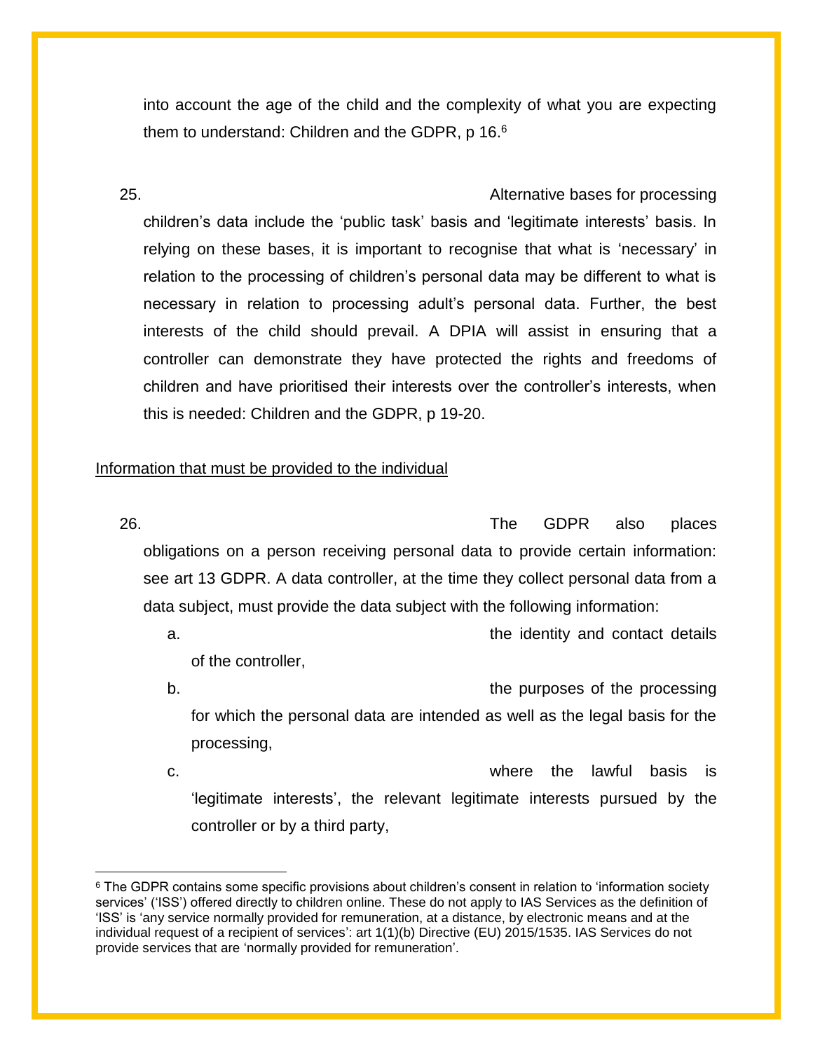into account the age of the child and the complexity of what you are expecting them to understand: Children and the GDPR, p 16.[6]

25. Alternative bases for processing children's data include the 'public task' basis and 'legitimate interests' basis. In relying on these bases, it is important to recognise that what is 'necessary' in relation to the processing of children's personal data may be different to what is necessary in relation to processing adult's personal data. Further, the best interests of the child should prevail. A DPIA will assist in ensuring that a controller can demonstrate they have protected the rights and freedoms of children and have prioritised their interests over the controller's interests, when this is needed: Children and the GDPR, p 19-20.

<u>Information that must be provided to the individual</u>

26. The GDPR also places obligations on a person receiving personal data to provide certain information: see art 13 GDPR. A data controller, at the time they collect personal data from a data subject, must provide the data subject with the following information:

   a. the identity and contact details of the controller,

   b. the purposes of the processing for which the personal data are intended as well as the legal basis for the processing,

   c. where the lawful basis is 'legitimate interests', the relevant legitimate interests pursued by the controller or by a third party,

---

[6] The GDPR contains some specific provisions about children's consent in relation to 'information society services' ('ISS') offered directly to children online. These do not apply to IAS Services as the definition of 'ISS' is 'any service normally provided for remuneration, at a distance, by electronic means and at the individual request of a recipient of services': art 1(1)(b) Directive (EU) 2015/1535. IAS Services do not provide services that are 'normally provided for remuneration'.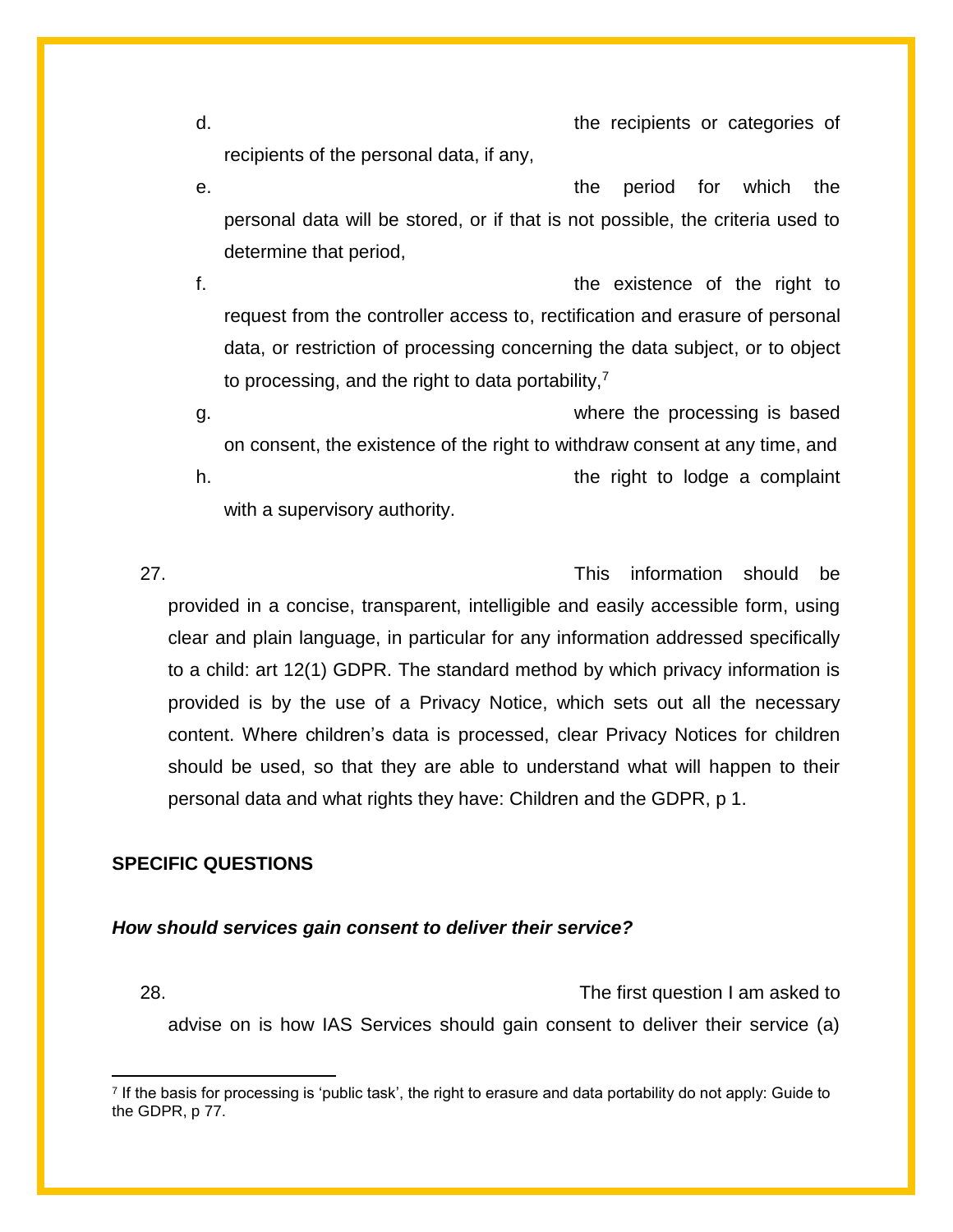d. the recipients or categories of recipients of the personal data, if any,

e. the period for which the personal data will be stored, or if that is not possible, the criteria used to determine that period,

f. the existence of the right to request from the controller access to, rectification and erasure of personal data, or restriction of processing concerning the data subject, or to object to processing, and the right to data portability,[7]

g. where the processing is based on consent, the existence of the right to withdraw consent at any time, and

h. the right to lodge a complaint with a supervisory authority.

27. This information should be provided in a concise, transparent, intelligible and easily accessible form, using clear and plain language, in particular for any information addressed specifically to a child: art 12(1) GDPR. The standard method by which privacy information is provided is by the use of a Privacy Notice, which sets out all the necessary content. Where children's data is processed, clear Privacy Notices for children should be used, so that they are able to understand what will happen to their personal data and what rights they have: Children and the GDPR, p 1.

## SPECIFIC QUESTIONS

### *How should services gain consent to deliver their service?*

28. The first question I am asked to advise on is how IAS Services should gain consent to deliver their service (a)

---

[7] If the basis for processing is 'public task', the right to erasure and data portability do not apply: Guide to the GDPR, p 77.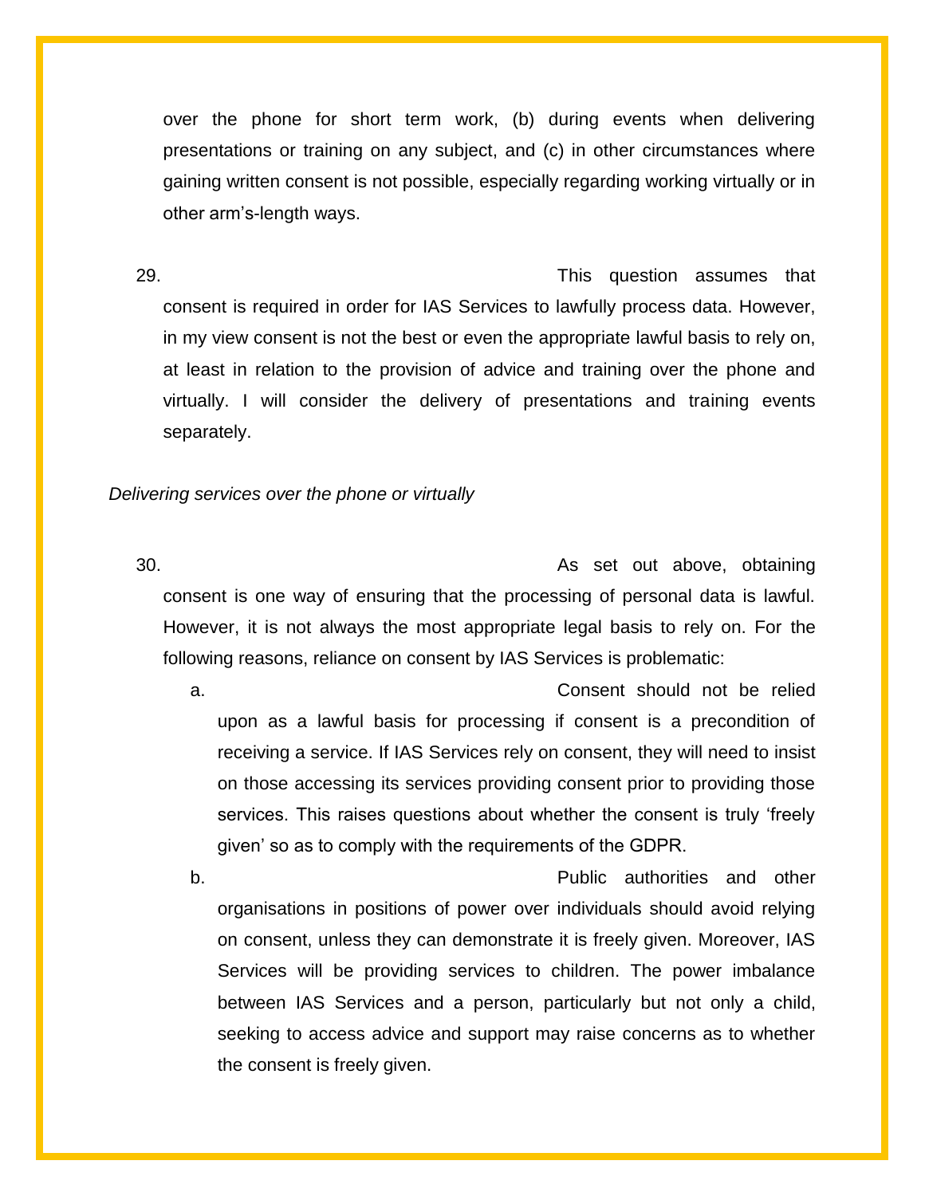over the phone for short term work, (b) during events when delivering presentations or training on any subject, and (c) in other circumstances where gaining written consent is not possible, especially regarding working virtually or in other arm's-length ways.

29. This question assumes that consent is required in order for IAS Services to lawfully process data. However, in my view consent is not the best or even the appropriate lawful basis to rely on, at least in relation to the provision of advice and training over the phone and virtually. I will consider the delivery of presentations and training events separately.

*Delivering services over the phone or virtually*

30. As set out above, obtaining consent is one way of ensuring that the processing of personal data is lawful. However, it is not always the most appropriate legal basis to rely on. For the following reasons, reliance on consent by IAS Services is problematic:

    a. Consent should not be relied upon as a lawful basis for processing if consent is a precondition of receiving a service. If IAS Services rely on consent, they will need to insist on those accessing its services providing consent prior to providing those services. This raises questions about whether the consent is truly 'freely given' so as to comply with the requirements of the GDPR.

    b. Public authorities and other organisations in positions of power over individuals should avoid relying on consent, unless they can demonstrate it is freely given. Moreover, IAS Services will be providing services to children. The power imbalance between IAS Services and a person, particularly but not only a child, seeking to access advice and support may raise concerns as to whether the consent is freely given.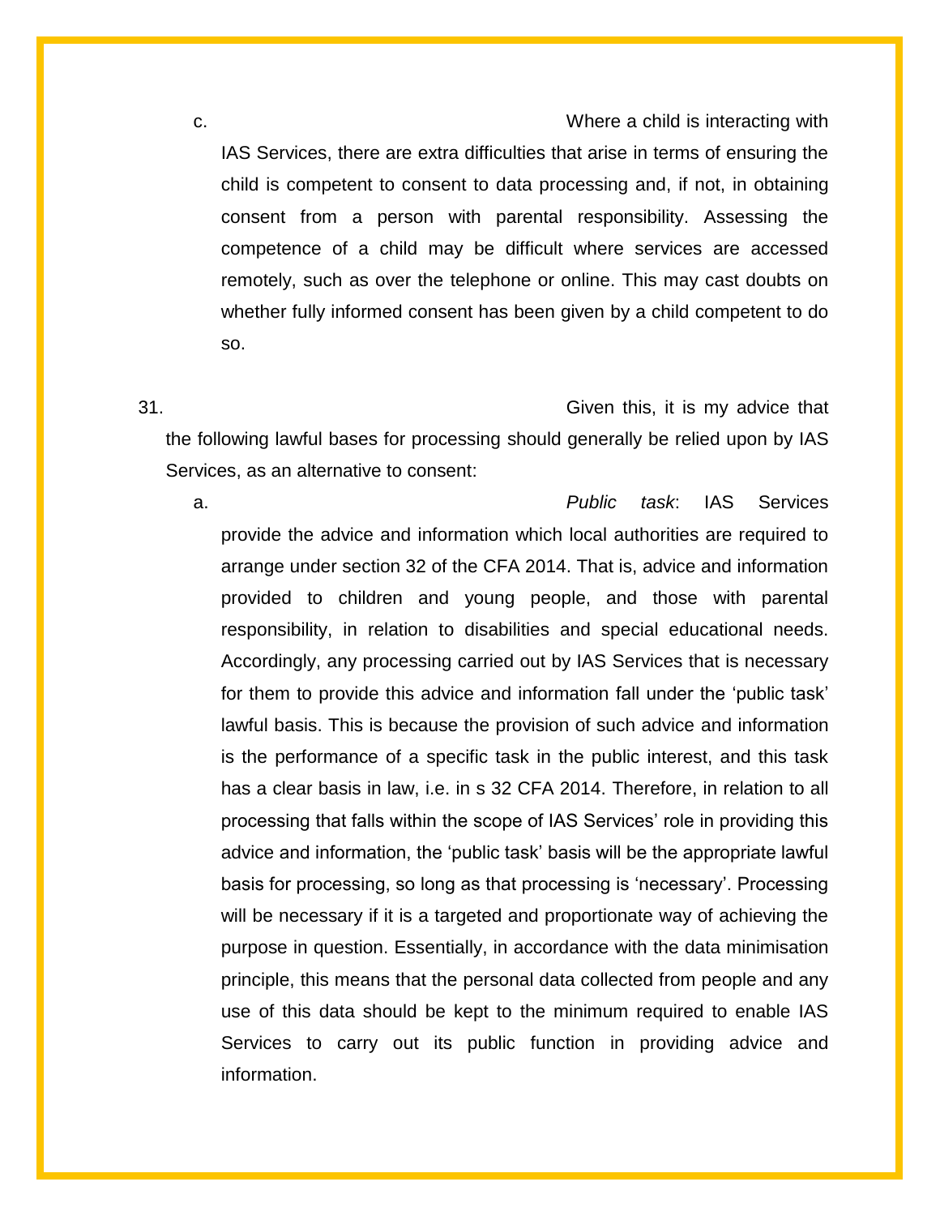c. Where a child is interacting with IAS Services, there are extra difficulties that arise in terms of ensuring the child is competent to consent to data processing and, if not, in obtaining consent from a person with parental responsibility. Assessing the competence of a child may be difficult where services are accessed remotely, such as over the telephone or online. This may cast doubts on whether fully informed consent has been given by a child competent to do so.

31. Given this, it is my advice that the following lawful bases for processing should generally be relied upon by IAS Services, as an alternative to consent:

a. *Public task*: IAS Services provide the advice and information which local authorities are required to arrange under section 32 of the CFA 2014. That is, advice and information provided to children and young people, and those with parental responsibility, in relation to disabilities and special educational needs. Accordingly, any processing carried out by IAS Services that is necessary for them to provide this advice and information fall under the 'public task' lawful basis. This is because the provision of such advice and information is the performance of a specific task in the public interest, and this task has a clear basis in law, i.e. in s 32 CFA 2014. Therefore, in relation to all processing that falls within the scope of IAS Services' role in providing this advice and information, the 'public task' basis will be the appropriate lawful basis for processing, so long as that processing is 'necessary'. Processing will be necessary if it is a targeted and proportionate way of achieving the purpose in question. Essentially, in accordance with the data minimisation principle, this means that the personal data collected from people and any use of this data should be kept to the minimum required to enable IAS Services to carry out its public function in providing advice and information.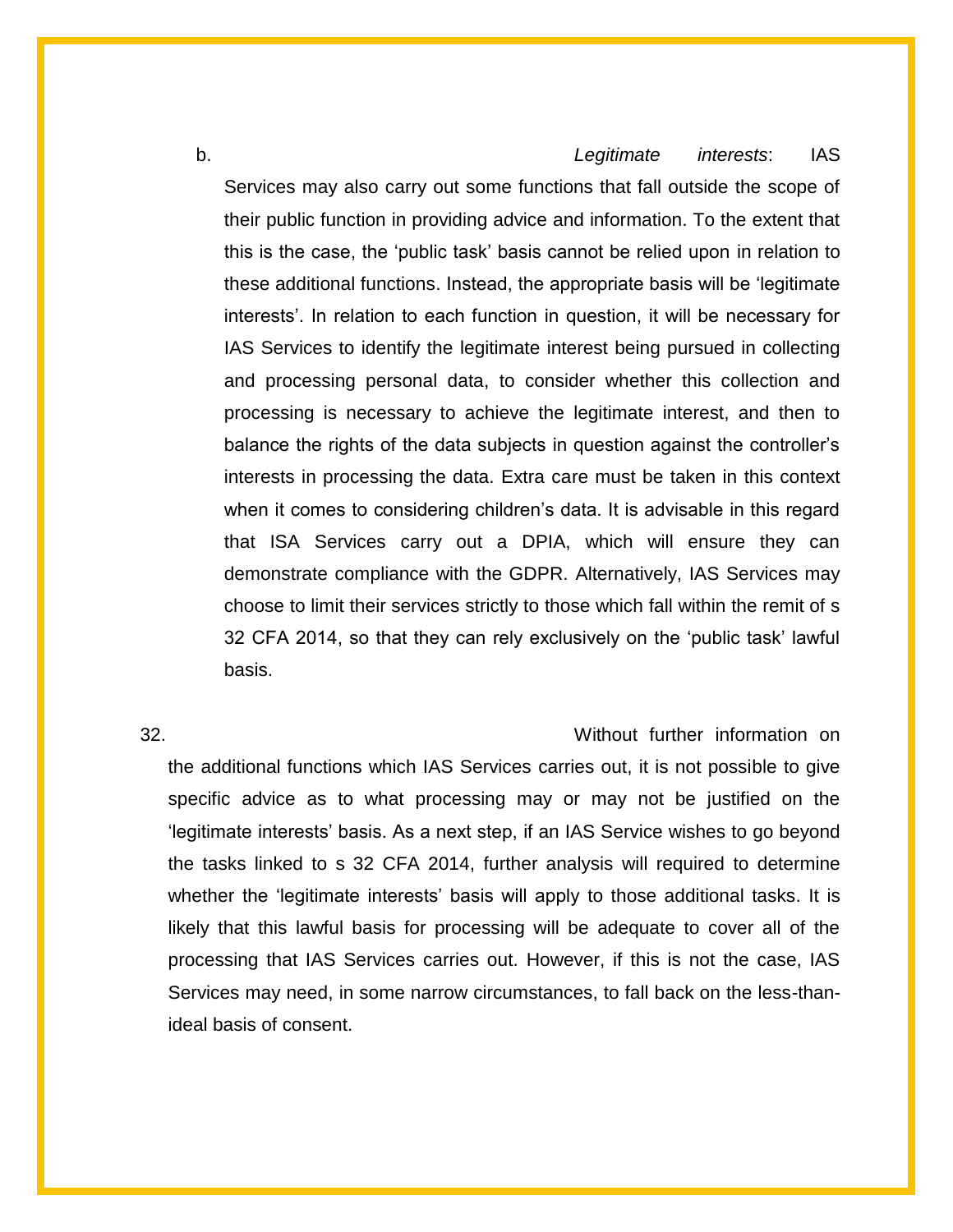b. *Legitimate interests*: IAS Services may also carry out some functions that fall outside the scope of their public function in providing advice and information. To the extent that this is the case, the 'public task' basis cannot be relied upon in relation to these additional functions. Instead, the appropriate basis will be 'legitimate interests'. In relation to each function in question, it will be necessary for IAS Services to identify the legitimate interest being pursued in collecting and processing personal data, to consider whether this collection and processing is necessary to achieve the legitimate interest, and then to balance the rights of the data subjects in question against the controller's interests in processing the data. Extra care must be taken in this context when it comes to considering children's data. It is advisable in this regard that ISA Services carry out a DPIA, which will ensure they can demonstrate compliance with the GDPR. Alternatively, IAS Services may choose to limit their services strictly to those which fall within the remit of s 32 CFA 2014, so that they can rely exclusively on the 'public task' lawful basis.

32. Without further information on the additional functions which IAS Services carries out, it is not possible to give specific advice as to what processing may or may not be justified on the 'legitimate interests' basis. As a next step, if an IAS Service wishes to go beyond the tasks linked to s 32 CFA 2014, further analysis will required to determine whether the 'legitimate interests' basis will apply to those additional tasks. It is likely that this lawful basis for processing will be adequate to cover all of the processing that IAS Services carries out. However, if this is not the case, IAS Services may need, in some narrow circumstances, to fall back on the less-than-ideal basis of consent.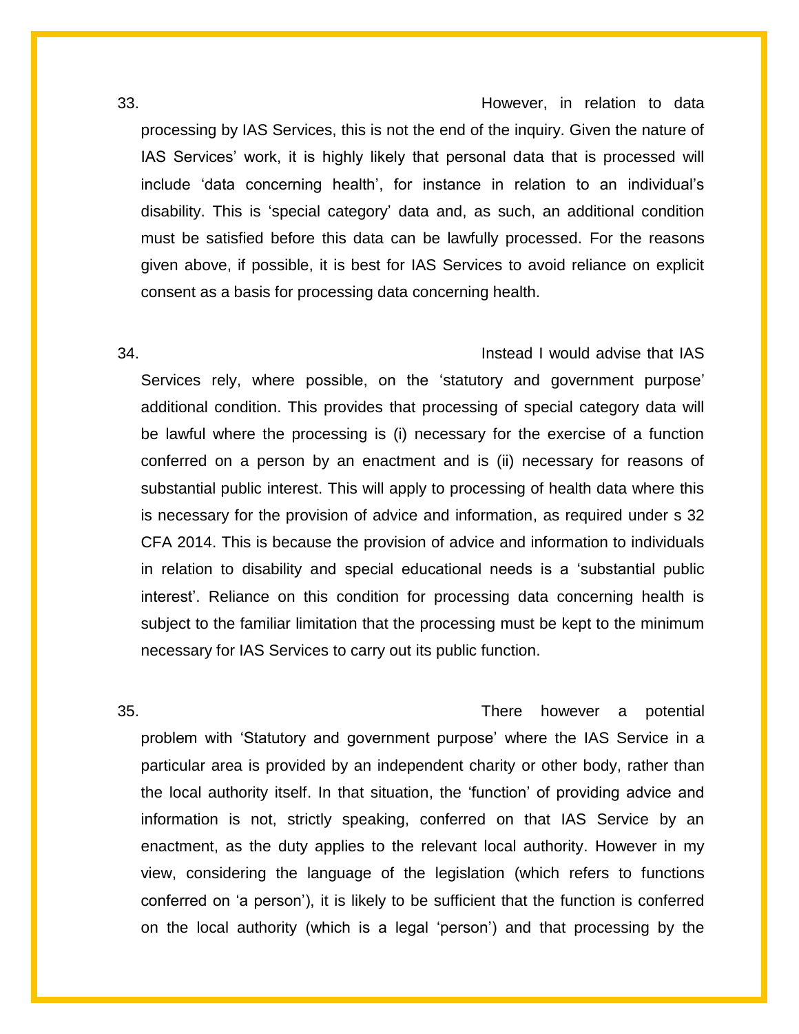33. However, in relation to data processing by IAS Services, this is not the end of the inquiry. Given the nature of IAS Services' work, it is highly likely that personal data that is processed will include 'data concerning health', for instance in relation to an individual's disability. This is 'special category' data and, as such, an additional condition must be satisfied before this data can be lawfully processed. For the reasons given above, if possible, it is best for IAS Services to avoid reliance on explicit consent as a basis for processing data concerning health.

34. Instead I would advise that IAS Services rely, where possible, on the 'statutory and government purpose' additional condition. This provides that processing of special category data will be lawful where the processing is (i) necessary for the exercise of a function conferred on a person by an enactment and is (ii) necessary for reasons of substantial public interest. This will apply to processing of health data where this is necessary for the provision of advice and information, as required under s 32 CFA 2014. This is because the provision of advice and information to individuals in relation to disability and special educational needs is a 'substantial public interest'. Reliance on this condition for processing data concerning health is subject to the familiar limitation that the processing must be kept to the minimum necessary for IAS Services to carry out its public function.

35. There however a potential problem with 'Statutory and government purpose' where the IAS Service in a particular area is provided by an independent charity or other body, rather than the local authority itself. In that situation, the 'function' of providing advice and information is not, strictly speaking, conferred on that IAS Service by an enactment, as the duty applies to the relevant local authority. However in my view, considering the language of the legislation (which refers to functions conferred on 'a person'), it is likely to be sufficient that the function is conferred on the local authority (which is a legal 'person') and that processing by the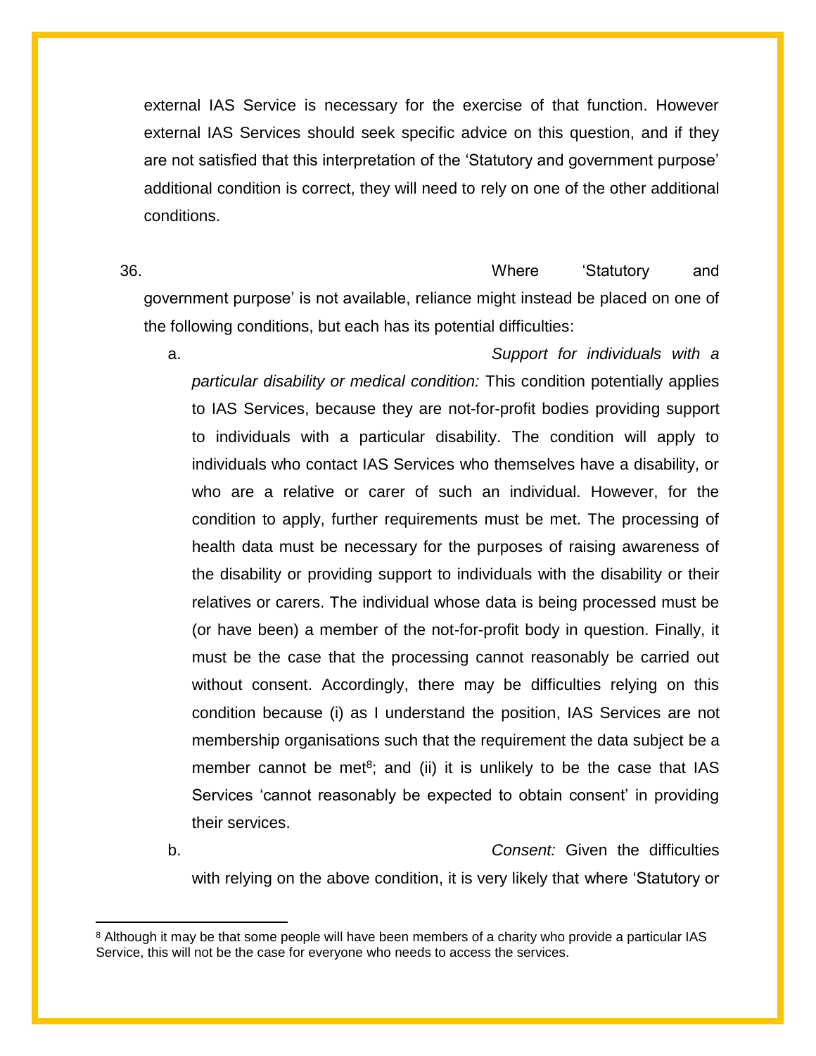external IAS Service is necessary for the exercise of that function. However external IAS Services should seek specific advice on this question, and if they are not satisfied that this interpretation of the 'Statutory and government purpose' additional condition is correct, they will need to rely on one of the other additional conditions.

36. Where 'Statutory and government purpose' is not available, reliance might instead be placed on one of the following conditions, but each has its potential difficulties:

   a. *Support for individuals with a particular disability or medical condition:* This condition potentially applies to IAS Services, because they are not-for-profit bodies providing support to individuals with a particular disability. The condition will apply to individuals who contact IAS Services who themselves have a disability, or who are a relative or carer of such an individual. However, for the condition to apply, further requirements must be met. The processing of health data must be necessary for the purposes of raising awareness of the disability or providing support to individuals with the disability or their relatives or carers. The individual whose data is being processed must be (or have been) a member of the not-for-profit body in question. Finally, it must be the case that the processing cannot reasonably be carried out without consent. Accordingly, there may be difficulties relying on this condition because (i) as I understand the position, IAS Services are not membership organisations such that the requirement the data subject be a member cannot be met[8]; and (ii) it is unlikely to be the case that IAS Services 'cannot reasonably be expected to obtain consent' in providing their services.

   b. *Consent:* Given the difficulties with relying on the above condition, it is very likely that where 'Statutory or

[8] Although it may be that some people will have been members of a charity who provide a particular IAS Service, this will not be the case for everyone who needs to access the services.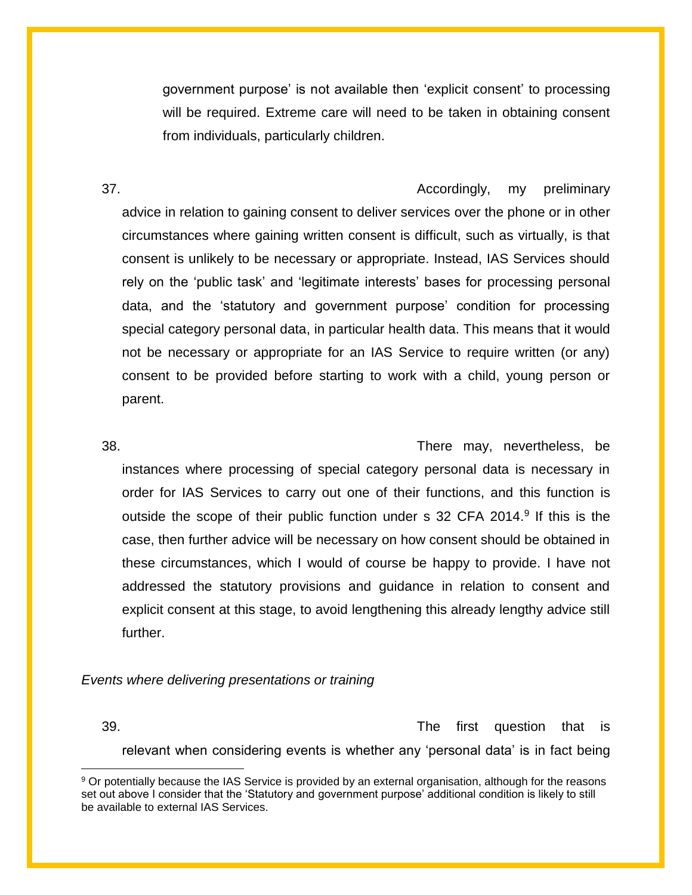government purpose' is not available then 'explicit consent' to processing will be required. Extreme care will need to be taken in obtaining consent from individuals, particularly children.

37. Accordingly, my preliminary advice in relation to gaining consent to deliver services over the phone or in other circumstances where gaining written consent is difficult, such as virtually, is that consent is unlikely to be necessary or appropriate. Instead, IAS Services should rely on the 'public task' and 'legitimate interests' bases for processing personal data, and the 'statutory and government purpose' condition for processing special category personal data, in particular health data. This means that it would not be necessary or appropriate for an IAS Service to require written (or any) consent to be provided before starting to work with a child, young person or parent.

38. There may, nevertheless, be instances where processing of special category personal data is necessary in order for IAS Services to carry out one of their functions, and this function is outside the scope of their public function under s 32 CFA 2014.[9] If this is the case, then further advice will be necessary on how consent should be obtained in these circumstances, which I would of course be happy to provide. I have not addressed the statutory provisions and guidance in relation to consent and explicit consent at this stage, to avoid lengthening this already lengthy advice still further.

*Events where delivering presentations or training*

39. The first question that is relevant when considering events is whether any 'personal data' is in fact being

[9] Or potentially because the IAS Service is provided by an external organisation, although for the reasons set out above I consider that the 'Statutory and government purpose' additional condition is likely to still be available to external IAS Services.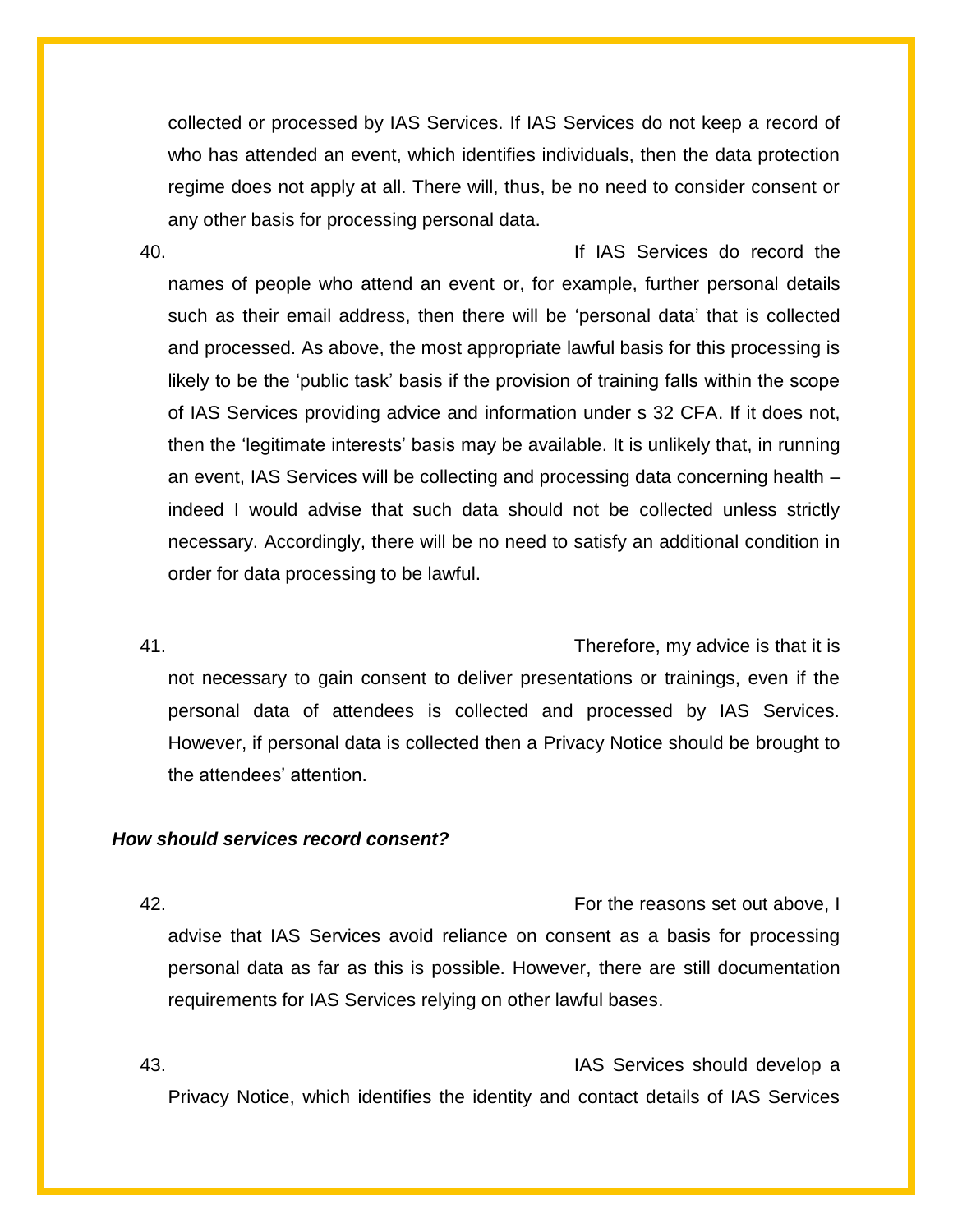collected or processed by IAS Services. If IAS Services do not keep a record of who has attended an event, which identifies individuals, then the data protection regime does not apply at all. There will, thus, be no need to consider consent or any other basis for processing personal data.

40. If IAS Services do record the names of people who attend an event or, for example, further personal details such as their email address, then there will be 'personal data' that is collected and processed. As above, the most appropriate lawful basis for this processing is likely to be the 'public task' basis if the provision of training falls within the scope of IAS Services providing advice and information under s 32 CFA. If it does not, then the 'legitimate interests' basis may be available. It is unlikely that, in running an event, IAS Services will be collecting and processing data concerning health – indeed I would advise that such data should not be collected unless strictly necessary. Accordingly, there will be no need to satisfy an additional condition in order for data processing to be lawful.

41. Therefore, my advice is that it is not necessary to gain consent to deliver presentations or trainings, even if the personal data of attendees is collected and processed by IAS Services. However, if personal data is collected then a Privacy Notice should be brought to the attendees' attention.

***How should services record consent?***

42. For the reasons set out above, I advise that IAS Services avoid reliance on consent as a basis for processing personal data as far as this is possible. However, there are still documentation requirements for IAS Services relying on other lawful bases.

43. IAS Services should develop a Privacy Notice, which identifies the identity and contact details of IAS Services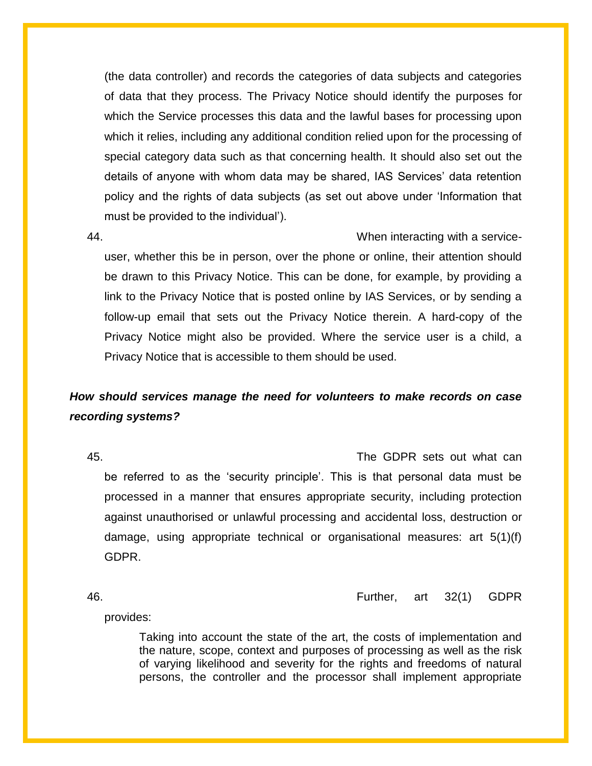(the data controller) and records the categories of data subjects and categories of data that they process. The Privacy Notice should identify the purposes for which the Service processes this data and the lawful bases for processing upon which it relies, including any additional condition relied upon for the processing of special category data such as that concerning health. It should also set out the details of anyone with whom data may be shared, IAS Services' data retention policy and the rights of data subjects (as set out above under 'Information that must be provided to the individual').

44. When interacting with a service-user, whether this be in person, over the phone or online, their attention should be drawn to this Privacy Notice. This can be done, for example, by providing a link to the Privacy Notice that is posted online by IAS Services, or by sending a follow-up email that sets out the Privacy Notice therein. A hard-copy of the Privacy Notice might also be provided. Where the service user is a child, a Privacy Notice that is accessible to them should be used.

***How should services manage the need for volunteers to make records on case recording systems?***

45. The GDPR sets out what can be referred to as the 'security principle'. This is that personal data must be processed in a manner that ensures appropriate security, including protection against unauthorised or unlawful processing and accidental loss, destruction or damage, using appropriate technical or organisational measures: art 5(1)(f) GDPR.

46. Further, art 32(1) GDPR provides:

> Taking into account the state of the art, the costs of implementation and the nature, scope, context and purposes of processing as well as the risk of varying likelihood and severity for the rights and freedoms of natural persons, the controller and the processor shall implement appropriate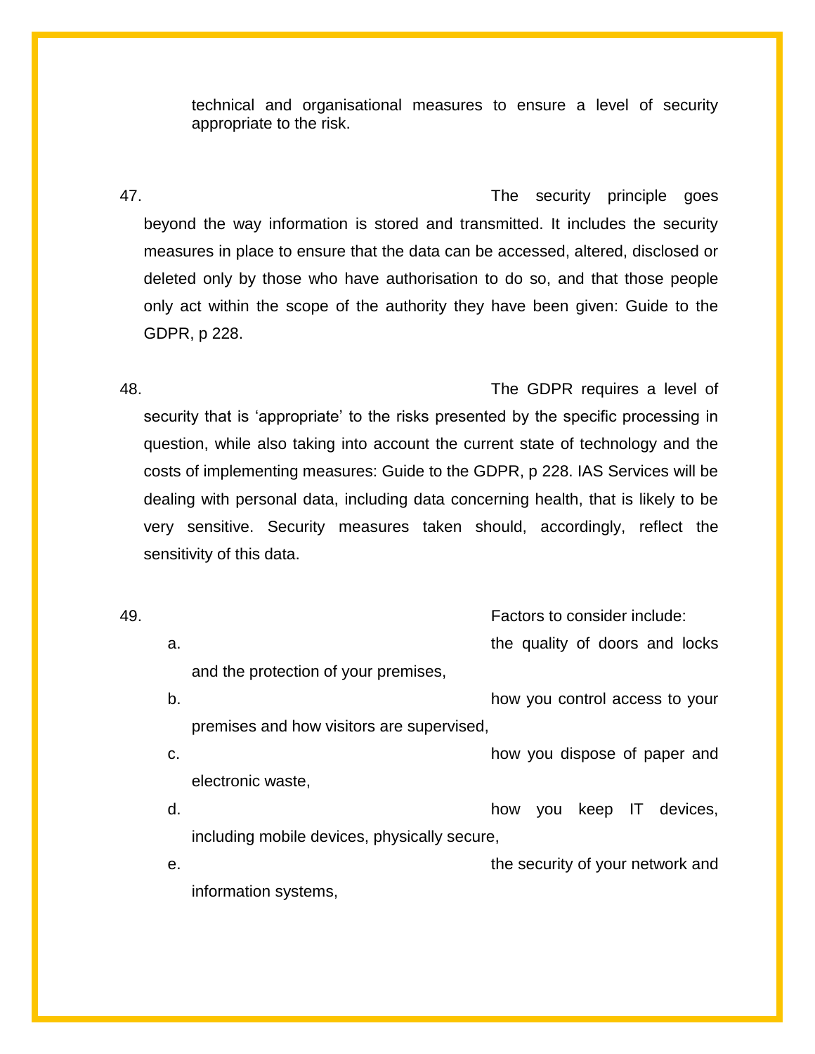technical and organisational measures to ensure a level of security appropriate to the risk.

47. The security principle goes beyond the way information is stored and transmitted. It includes the security measures in place to ensure that the data can be accessed, altered, disclosed or deleted only by those who have authorisation to do so, and that those people only act within the scope of the authority they have been given: Guide to the GDPR, p 228.

48. The GDPR requires a level of security that is 'appropriate' to the risks presented by the specific processing in question, while also taking into account the current state of technology and the costs of implementing measures: Guide to the GDPR, p 228. IAS Services will be dealing with personal data, including data concerning health, that is likely to be very sensitive. Security measures taken should, accordingly, reflect the sensitivity of this data.

49. Factors to consider include:

   a. the quality of doors and locks and the protection of your premises,

   b. how you control access to your premises and how visitors are supervised,

   c. how you dispose of paper and electronic waste,

   d. how you keep IT devices, including mobile devices, physically secure,

   e. the security of your network and information systems,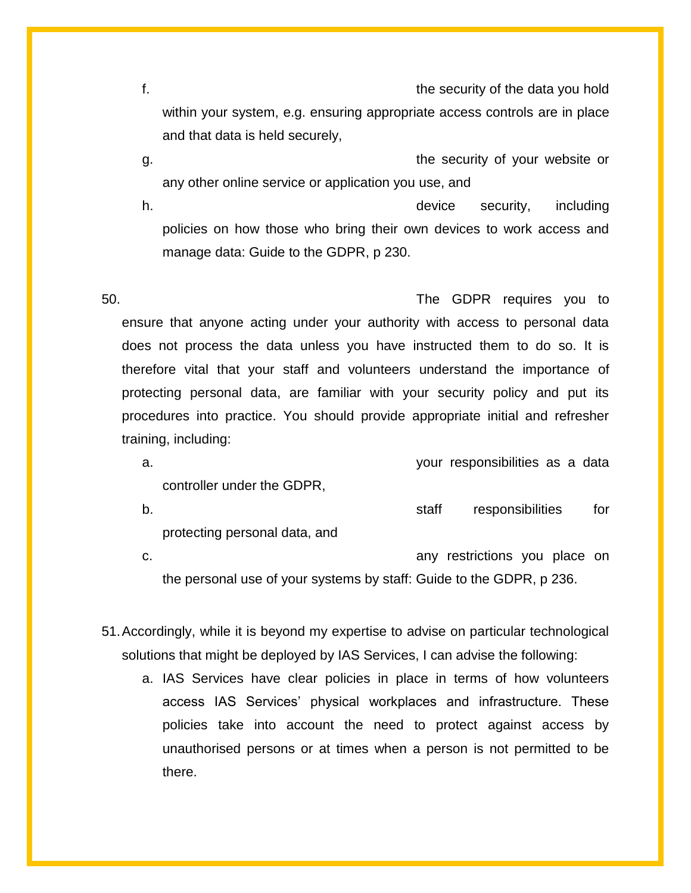f. the security of the data you hold within your system, e.g. ensuring appropriate access controls are in place and that data is held securely,

g. the security of your website or any other online service or application you use, and

h. device security, including policies on how those who bring their own devices to work access and manage data: Guide to the GDPR, p 230.

50. The GDPR requires you to ensure that anyone acting under your authority with access to personal data does not process the data unless you have instructed them to do so. It is therefore vital that your staff and volunteers understand the importance of protecting personal data, are familiar with your security policy and put its procedures into practice. You should provide appropriate initial and refresher training, including:

a. your responsibilities as a data controller under the GDPR,

b. staff responsibilities for protecting personal data, and

c. any restrictions you place on the personal use of your systems by staff: Guide to the GDPR, p 236.

51. Accordingly, while it is beyond my expertise to advise on particular technological solutions that might be deployed by IAS Services, I can advise the following:

a. IAS Services have clear policies in place in terms of how volunteers access IAS Services' physical workplaces and infrastructure. These policies take into account the need to protect against access by unauthorised persons or at times when a person is not permitted to be there.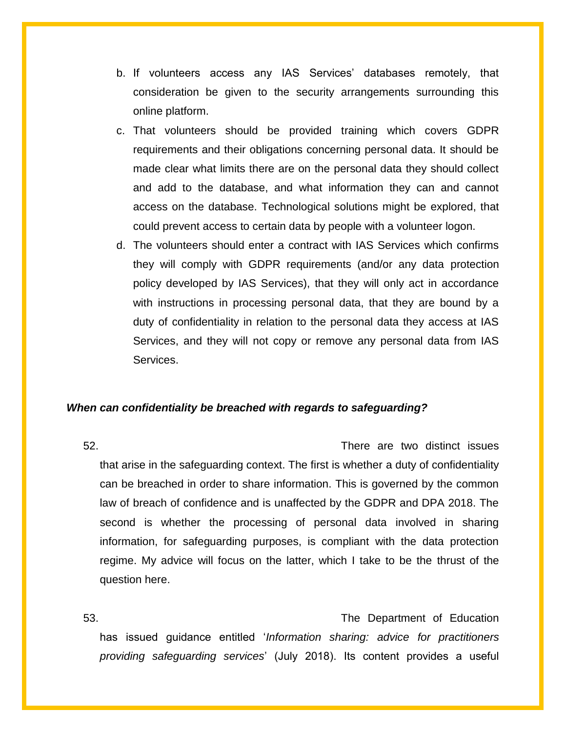b. If volunteers access any IAS Services' databases remotely, that consideration be given to the security arrangements surrounding this online platform.
c. That volunteers should be provided training which covers GDPR requirements and their obligations concerning personal data. It should be made clear what limits there are on the personal data they should collect and add to the database, and what information they can and cannot access on the database. Technological solutions might be explored, that could prevent access to certain data by people with a volunteer logon.
d. The volunteers should enter a contract with IAS Services which confirms they will comply with GDPR requirements (and/or any data protection policy developed by IAS Services), that they will only act in accordance with instructions in processing personal data, that they are bound by a duty of confidentiality in relation to the personal data they access at IAS Services, and they will not copy or remove any personal data from IAS Services.

***When can confidentiality be breached with regards to safeguarding?***

52. There are two distinct issues that arise in the safeguarding context. The first is whether a duty of confidentiality can be breached in order to share information. This is governed by the common law of breach of confidence and is unaffected by the GDPR and DPA 2018. The second is whether the processing of personal data involved in sharing information, for safeguarding purposes, is compliant with the data protection regime. My advice will focus on the latter, which I take to be the thrust of the question here.

53. The Department of Education has issued guidance entitled '*Information sharing: advice for practitioners providing safeguarding services*' (July 2018). Its content provides a useful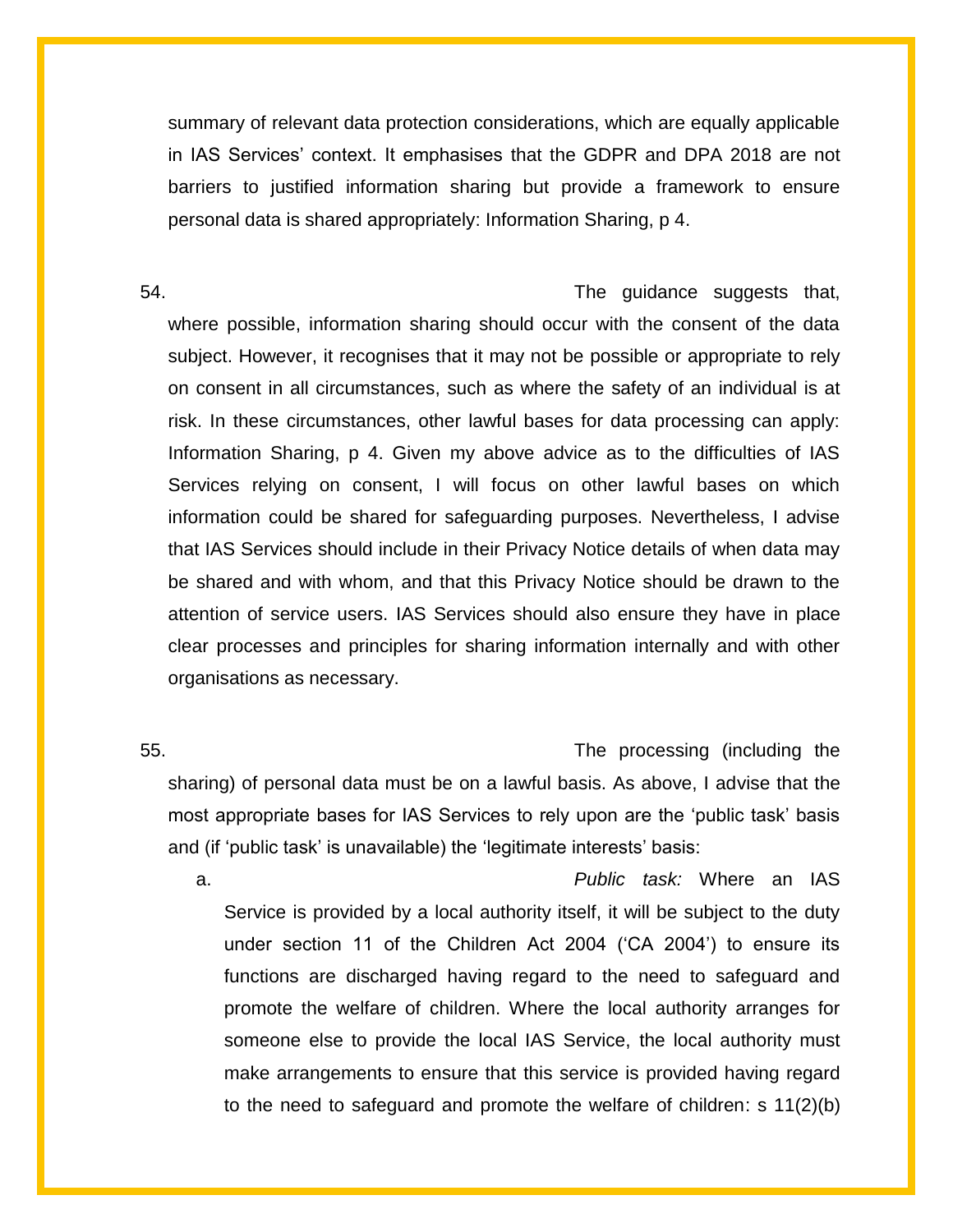summary of relevant data protection considerations, which are equally applicable in IAS Services' context. It emphasises that the GDPR and DPA 2018 are not barriers to justified information sharing but provide a framework to ensure personal data is shared appropriately: Information Sharing, p 4.

54. The guidance suggests that, where possible, information sharing should occur with the consent of the data subject. However, it recognises that it may not be possible or appropriate to rely on consent in all circumstances, such as where the safety of an individual is at risk. In these circumstances, other lawful bases for data processing can apply: Information Sharing, p 4. Given my above advice as to the difficulties of IAS Services relying on consent, I will focus on other lawful bases on which information could be shared for safeguarding purposes. Nevertheless, I advise that IAS Services should include in their Privacy Notice details of when data may be shared and with whom, and that this Privacy Notice should be drawn to the attention of service users. IAS Services should also ensure they have in place clear processes and principles for sharing information internally and with other organisations as necessary.

55. The processing (including the sharing) of personal data must be on a lawful basis. As above, I advise that the most appropriate bases for IAS Services to rely upon are the 'public task' basis and (if 'public task' is unavailable) the 'legitimate interests' basis:

   a. *Public task:* Where an IAS Service is provided by a local authority itself, it will be subject to the duty under section 11 of the Children Act 2004 ('CA 2004') to ensure its functions are discharged having regard to the need to safeguard and promote the welfare of children. Where the local authority arranges for someone else to provide the local IAS Service, the local authority must make arrangements to ensure that this service is provided having regard to the need to safeguard and promote the welfare of children: s 11(2)(b)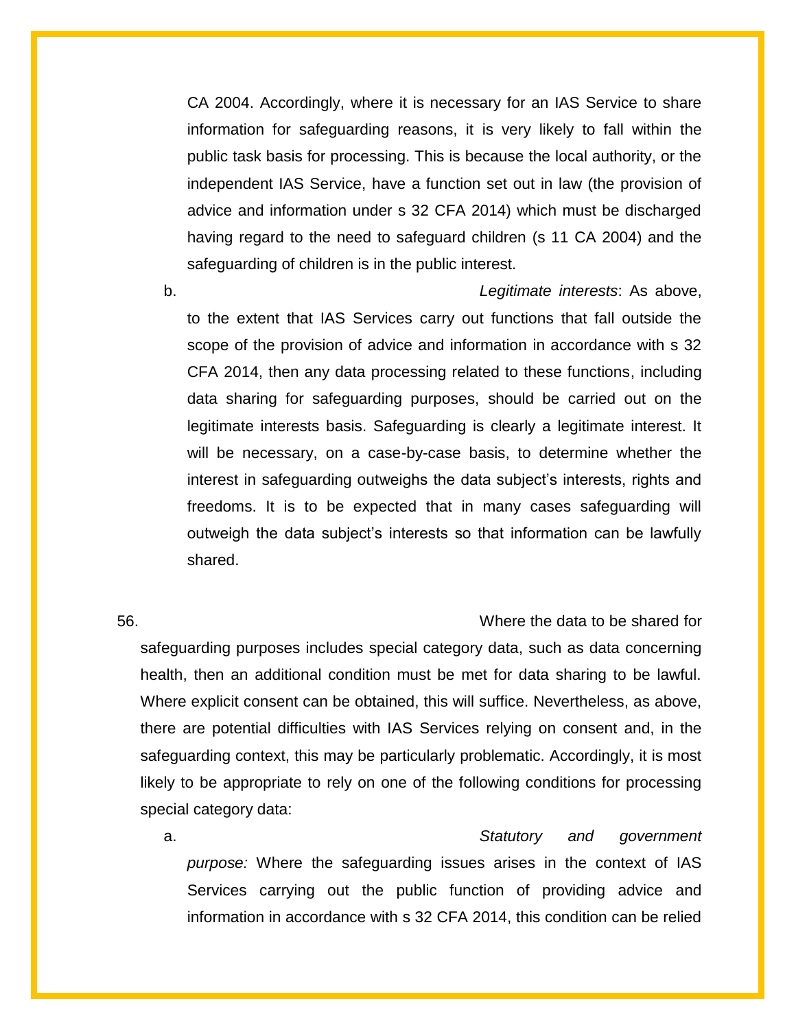CA 2004. Accordingly, where it is necessary for an IAS Service to share information for safeguarding reasons, it is very likely to fall within the public task basis for processing. This is because the local authority, or the independent IAS Service, have a function set out in law (the provision of advice and information under s 32 CFA 2014) which must be discharged having regard to the need to safeguard children (s 11 CA 2004) and the safeguarding of children is in the public interest.

b. *Legitimate interests*: As above, to the extent that IAS Services carry out functions that fall outside the scope of the provision of advice and information in accordance with s 32 CFA 2014, then any data processing related to these functions, including data sharing for safeguarding purposes, should be carried out on the legitimate interests basis. Safeguarding is clearly a legitimate interest. It will be necessary, on a case-by-case basis, to determine whether the interest in safeguarding outweighs the data subject's interests, rights and freedoms. It is to be expected that in many cases safeguarding will outweigh the data subject's interests so that information can be lawfully shared.

56. Where the data to be shared for safeguarding purposes includes special category data, such as data concerning health, then an additional condition must be met for data sharing to be lawful. Where explicit consent can be obtained, this will suffice. Nevertheless, as above, there are potential difficulties with IAS Services relying on consent and, in the safeguarding context, this may be particularly problematic. Accordingly, it is most likely to be appropriate to rely on one of the following conditions for processing special category data:

a. *Statutory and government purpose:* Where the safeguarding issues arises in the context of IAS Services carrying out the public function of providing advice and information in accordance with s 32 CFA 2014, this condition can be relied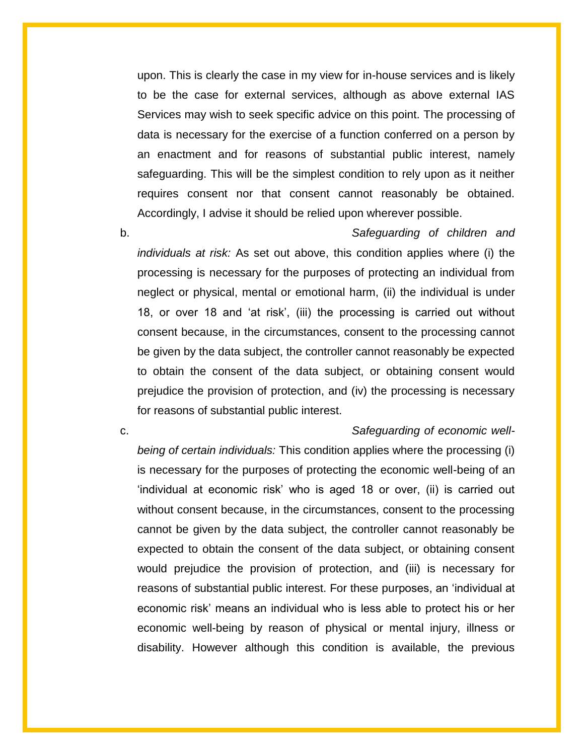upon. This is clearly the case in my view for in-house services and is likely to be the case for external services, although as above external IAS Services may wish to seek specific advice on this point. The processing of data is necessary for the exercise of a function conferred on a person by an enactment and for reasons of substantial public interest, namely safeguarding. This will be the simplest condition to rely upon as it neither requires consent nor that consent cannot reasonably be obtained. Accordingly, I advise it should be relied upon wherever possible.

b. *Safeguarding of children and individuals at risk:* As set out above, this condition applies where (i) the processing is necessary for the purposes of protecting an individual from neglect or physical, mental or emotional harm, (ii) the individual is under 18, or over 18 and 'at risk', (iii) the processing is carried out without consent because, in the circumstances, consent to the processing cannot be given by the data subject, the controller cannot reasonably be expected to obtain the consent of the data subject, or obtaining consent would prejudice the provision of protection, and (iv) the processing is necessary for reasons of substantial public interest.

c. *Safeguarding of economic well-being of certain individuals:* This condition applies where the processing (i) is necessary for the purposes of protecting the economic well-being of an 'individual at economic risk' who is aged 18 or over, (ii) is carried out without consent because, in the circumstances, consent to the processing cannot be given by the data subject, the controller cannot reasonably be expected to obtain the consent of the data subject, or obtaining consent would prejudice the provision of protection, and (iii) is necessary for reasons of substantial public interest. For these purposes, an 'individual at economic risk' means an individual who is less able to protect his or her economic well-being by reason of physical or mental injury, illness or disability. However although this condition is available, the previous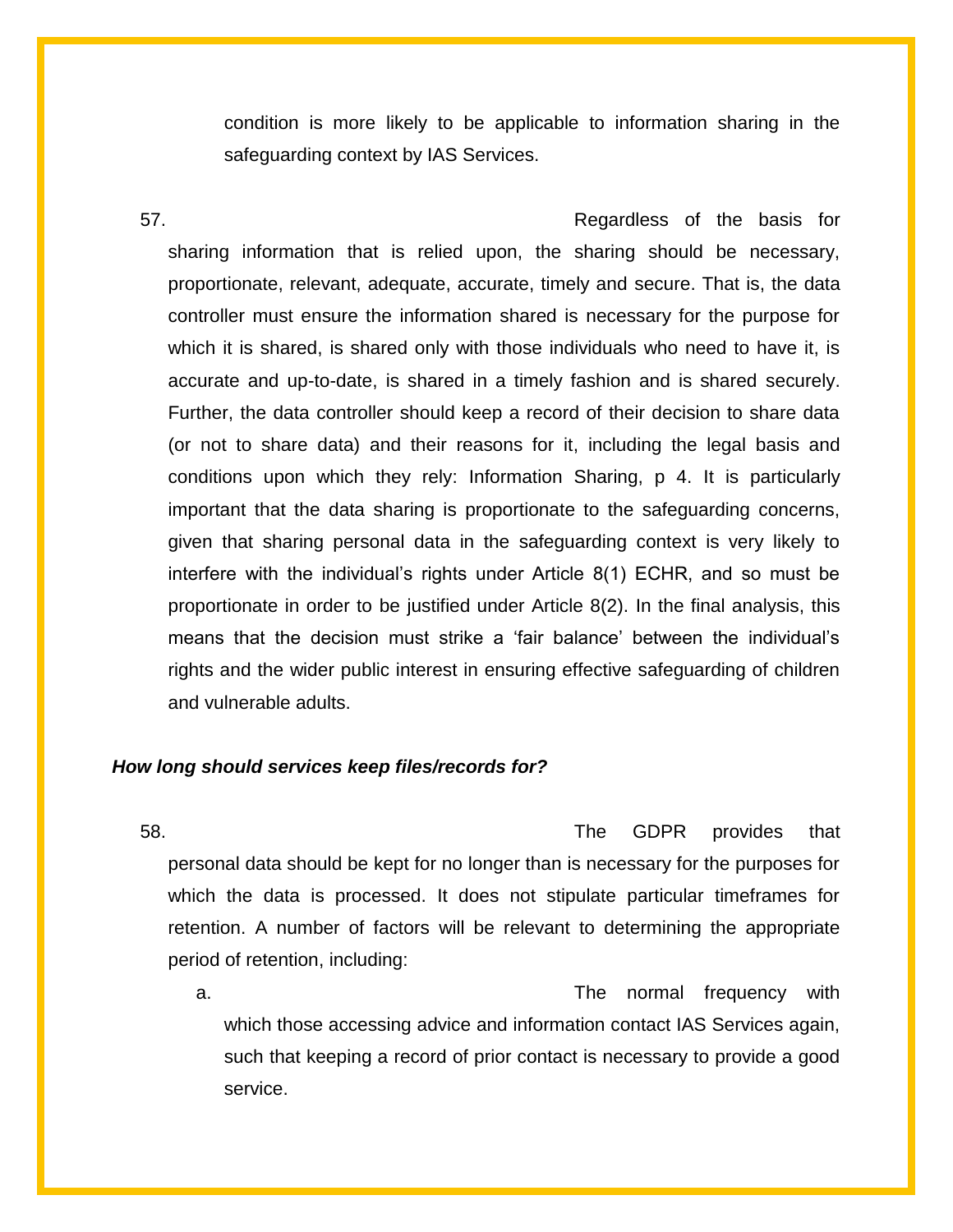condition is more likely to be applicable to information sharing in the safeguarding context by IAS Services.

57. Regardless of the basis for sharing information that is relied upon, the sharing should be necessary, proportionate, relevant, adequate, accurate, timely and secure. That is, the data controller must ensure the information shared is necessary for the purpose for which it is shared, is shared only with those individuals who need to have it, is accurate and up-to-date, is shared in a timely fashion and is shared securely. Further, the data controller should keep a record of their decision to share data (or not to share data) and their reasons for it, including the legal basis and conditions upon which they rely: Information Sharing, p 4. It is particularly important that the data sharing is proportionate to the safeguarding concerns, given that sharing personal data in the safeguarding context is very likely to interfere with the individual's rights under Article 8(1) ECHR, and so must be proportionate in order to be justified under Article 8(2). In the final analysis, this means that the decision must strike a 'fair balance' between the individual's rights and the wider public interest in ensuring effective safeguarding of children and vulnerable adults.

***How long should services keep files/records for?***

58. The GDPR provides that personal data should be kept for no longer than is necessary for the purposes for which the data is processed. It does not stipulate particular timeframes for retention. A number of factors will be relevant to determining the appropriate period of retention, including:

   a. The normal frequency with which those accessing advice and information contact IAS Services again, such that keeping a record of prior contact is necessary to provide a good service.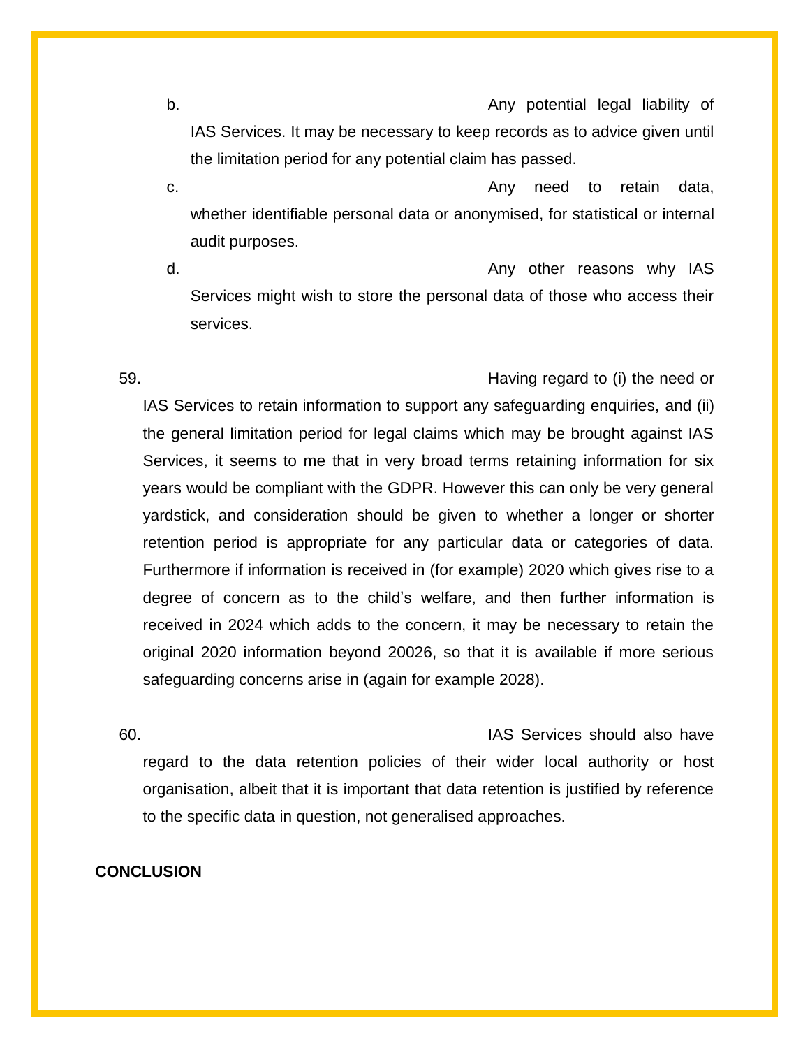b. Any potential legal liability of IAS Services. It may be necessary to keep records as to advice given until the limitation period for any potential claim has passed.

c. Any need to retain data, whether identifiable personal data or anonymised, for statistical or internal audit purposes.

d. Any other reasons why IAS Services might wish to store the personal data of those who access their services.

59. Having regard to (i) the need or IAS Services to retain information to support any safeguarding enquiries, and (ii) the general limitation period for legal claims which may be brought against IAS Services, it seems to me that in very broad terms retaining information for six years would be compliant with the GDPR. However this can only be very general yardstick, and consideration should be given to whether a longer or shorter retention period is appropriate for any particular data or categories of data. Furthermore if information is received in (for example) 2020 which gives rise to a degree of concern as to the child's welfare, and then further information is received in 2024 which adds to the concern, it may be necessary to retain the original 2020 information beyond 20026, so that it is available if more serious safeguarding concerns arise in (again for example 2028).

60. IAS Services should also have regard to the data retention policies of their wider local authority or host organisation, albeit that it is important that data retention is justified by reference to the specific data in question, not generalised approaches.

**CONCLUSION**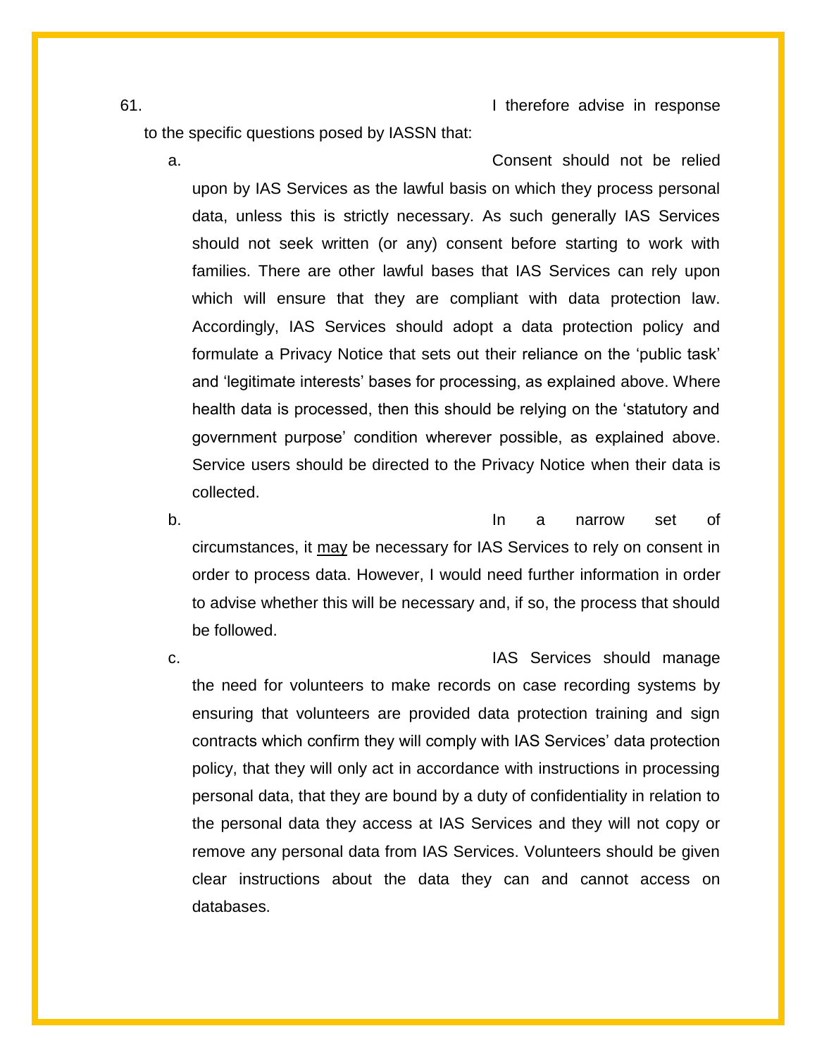61. I therefore advise in response to the specific questions posed by IASSN that:

   a. Consent should not be relied upon by IAS Services as the lawful basis on which they process personal data, unless this is strictly necessary. As such generally IAS Services should not seek written (or any) consent before starting to work with families. There are other lawful bases that IAS Services can rely upon which will ensure that they are compliant with data protection law. Accordingly, IAS Services should adopt a data protection policy and formulate a Privacy Notice that sets out their reliance on the 'public task' and 'legitimate interests' bases for processing, as explained above. Where health data is processed, then this should be relying on the 'statutory and government purpose' condition wherever possible, as explained above. Service users should be directed to the Privacy Notice when their data is collected.

   b. In a narrow set of circumstances, it <u>may</u> be necessary for IAS Services to rely on consent in order to process data. However, I would need further information in order to advise whether this will be necessary and, if so, the process that should be followed.

   c. IAS Services should manage the need for volunteers to make records on case recording systems by ensuring that volunteers are provided data protection training and sign contracts which confirm they will comply with IAS Services' data protection policy, that they will only act in accordance with instructions in processing personal data, that they are bound by a duty of confidentiality in relation to the personal data they access at IAS Services and they will not copy or remove any personal data from IAS Services. Volunteers should be given clear instructions about the data they can and cannot access on databases.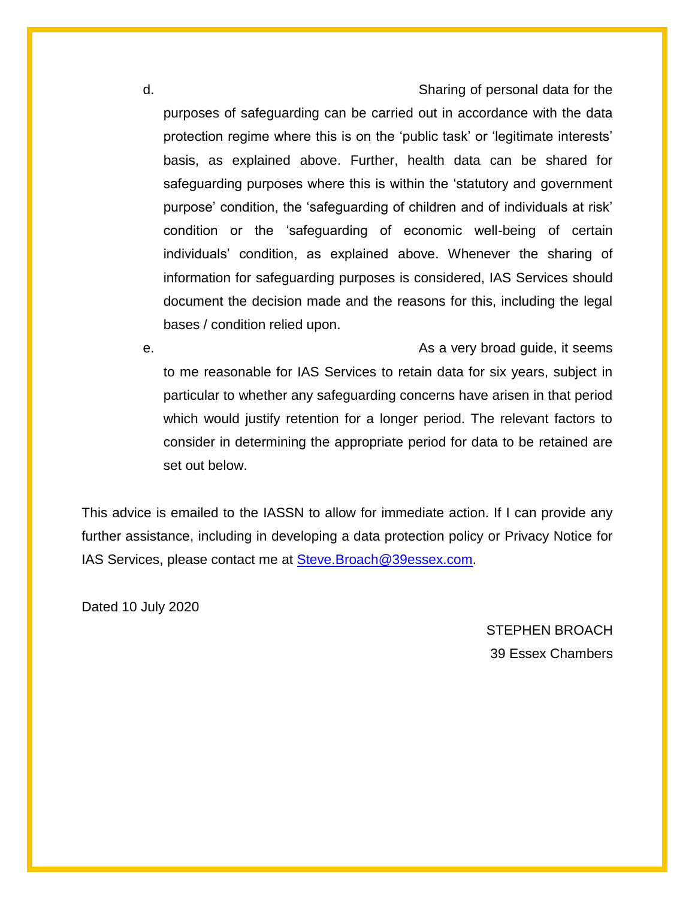d. Sharing of personal data for the purposes of safeguarding can be carried out in accordance with the data protection regime where this is on the 'public task' or 'legitimate interests' basis, as explained above. Further, health data can be shared for safeguarding purposes where this is within the 'statutory and government purpose' condition, the 'safeguarding of children and of individuals at risk' condition or the 'safeguarding of economic well-being of certain individuals' condition, as explained above. Whenever the sharing of information for safeguarding purposes is considered, IAS Services should document the decision made and the reasons for this, including the legal bases / condition relied upon.

e. As a very broad guide, it seems to me reasonable for IAS Services to retain data for six years, subject in particular to whether any safeguarding concerns have arisen in that period which would justify retention for a longer period. The relevant factors to consider in determining the appropriate period for data to be retained are set out below.

This advice is emailed to the IASSN to allow for immediate action. If I can provide any further assistance, including in developing a data protection policy or Privacy Notice for IAS Services, please contact me at Steve.Broach@39essex.com.

Dated 10 July 2020

STEPHEN BROACH
39 Essex Chambers